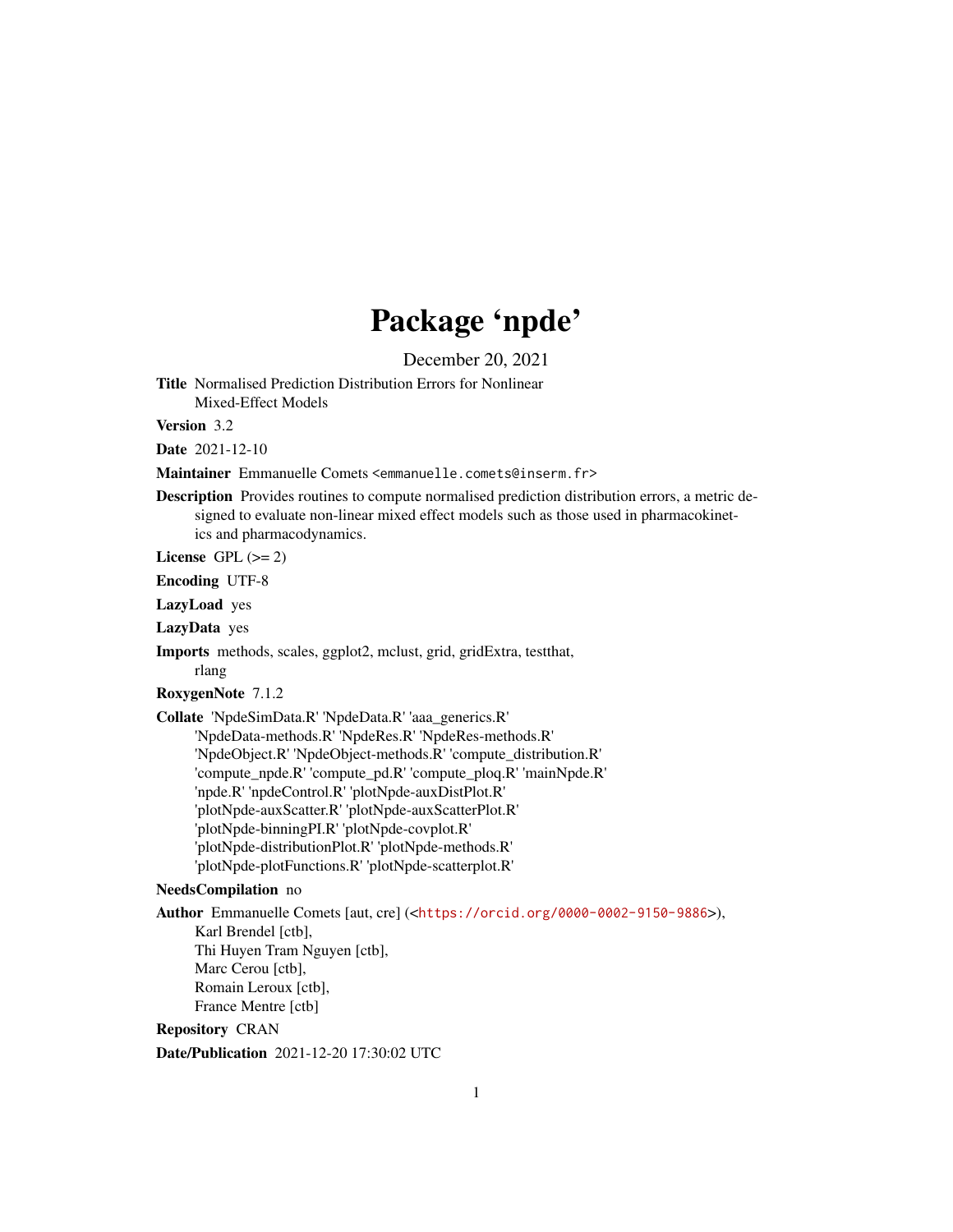# Package 'npde'

December 20, 2021

**Title** Normalised Prediction Distribution Errors for Nonlinear Mixed-Effect Models

**Version** 3.2

**Date** 2021-12-10

**Maintainer** Emmanuelle Comets <emmanuelle.comets@inserm.fr>

**Description** Provides routines to compute normalised prediction distribution errors, a metric designed to evaluate non-linear mixed effect models such as those used in pharmacokinetics and pharmacodynamics.

**License** GPL (>= 2)

**Encoding** UTF-8

**LazyLoad** yes

**LazyData** yes

**Imports** methods, scales, ggplot2, mclust, grid, gridExtra, testthat, rlang

**RoxygenNote** 7.1.2

**Collate** 'NpdeSimData.R' 'NpdeData.R' 'aaa_generics.R' 'NpdeData-methods.R' 'NpdeRes.R' 'NpdeRes-methods.R' 'NpdeObject.R' 'NpdeObject-methods.R' 'compute_distribution.R' 'compute_npde.R' 'compute_pd.R' 'compute_ploq.R' 'mainNpde.R' 'npde.R' 'npdeControl.R' 'plotNpde-auxDistPlot.R' 'plotNpde-auxScatter.R' 'plotNpde-auxScatterPlot.R' 'plotNpde-binningPI.R' 'plotNpde-covplot.R' 'plotNpde-distributionPlot.R' 'plotNpde-methods.R' 'plotNpde-plotFunctions.R' 'plotNpde-scatterplot.R'

**NeedsCompilation** no

**Author** Emmanuelle Comets [aut, cre] (<https://orcid.org/0000-0002-9150-9886>), Karl Brendel [ctb], Thi Huyen Tram Nguyen [ctb], Marc Cerou [ctb], Romain Leroux [ctb], France Mentre [ctb]

**Repository** CRAN

**Date/Publication** 2021-12-20 17:30:02 UTC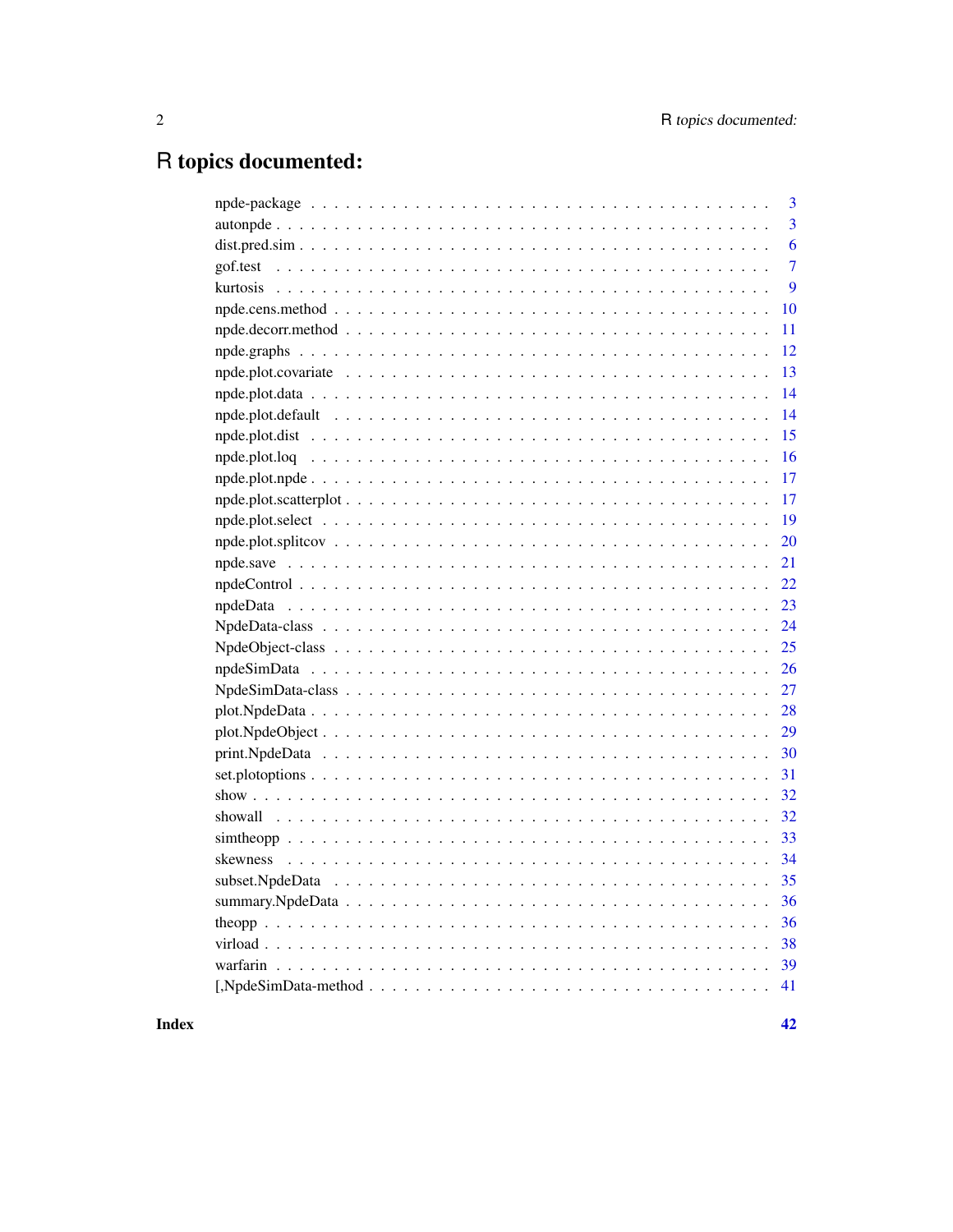# R topics documented:

| | |
|---|---|
| npde-package | 3 |
| autonpde | 3 |
| dist.pred.sim | 6 |
| gof.test | 7 |
| kurtosis | 9 |
| npde.cens.method | 10 |
| npde.decorr.method | 11 |
| npde.graphs | 12 |
| npde.plot.covariate | 13 |
| npde.plot.data | 14 |
| npde.plot.default | 14 |
| npde.plot.dist | 15 |
| npde.plot.loq | 16 |
| npde.plot.npde | 17 |
| npde.plot.scatterplot | 17 |
| npde.plot.select | 19 |
| npde.plot.splitcov | 20 |
| npde.save | 21 |
| npdeControl | 22 |
| npdeData | 23 |
| NpdeData-class | 24 |
| NpdeObject-class | 25 |
| npdeSimData | 26 |
| NpdeSimData-class | 27 |
| plot.NpdeData | 28 |
| plot.NpdeObject | 29 |
| print.NpdeData | 30 |
| set.plotoptions | 31 |
| show | 32 |
| showall | 32 |
| simtheopp | 33 |
| skewness | 34 |
| subset.NpdeData | 35 |
| summary.NpdeData | 36 |
| theopp | 36 |
| virload | 38 |
| warfarin | 39 |
| [,NpdeSimData-method | 41 |

**Index** **42**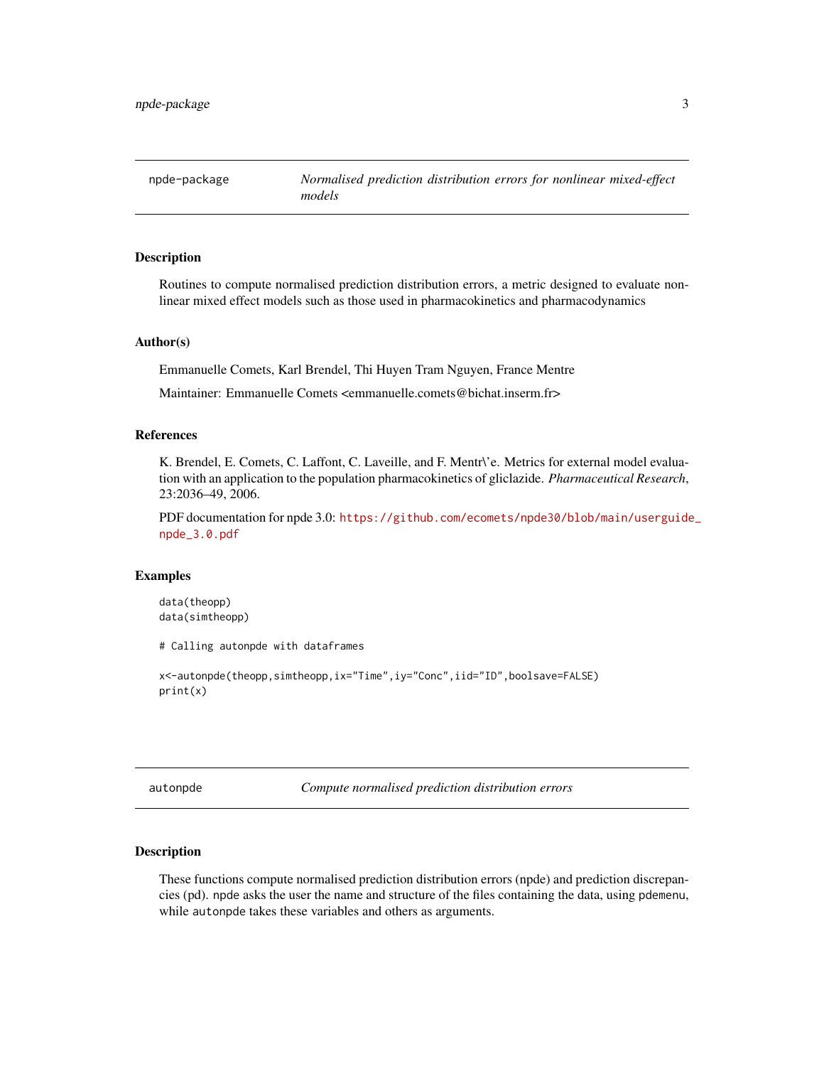## npde-package — *Normalised prediction distribution errors for nonlinear mixed-effect models*

### Description

Routines to compute normalised prediction distribution errors, a metric designed to evaluate non-linear mixed effect models such as those used in pharmacokinetics and pharmacodynamics

### Author(s)

Emmanuelle Comets, Karl Brendel, Thi Huyen Tram Nguyen, France Mentre

Maintainer: Emmanuelle Comets <emmanuelle.comets@bichat.inserm.fr>

### References

K. Brendel, E. Comets, C. Laffont, C. Laveille, and F. Mentr\'e. Metrics for external model evaluation with an application to the population pharmacokinetics of gliclazide. *Pharmaceutical Research*, 23:2036–49, 2006.

PDF documentation for npde 3.0: https://github.com/ecomets/npde30/blob/main/userguide_npde_3.0.pdf

### Examples

```
data(theopp)
data(simtheopp)

# Calling autonpde with dataframes

x<-autonpde(theopp,simtheopp,ix="Time",iy="Conc",iid="ID",boolsave=FALSE)
print(x)
```

## autonpde — *Compute normalised prediction distribution errors*

### Description

These functions compute normalised prediction distribution errors (npde) and prediction discrepancies (pd). npde asks the user the name and structure of the files containing the data, using pdemenu, while autonpde takes these variables and others as arguments.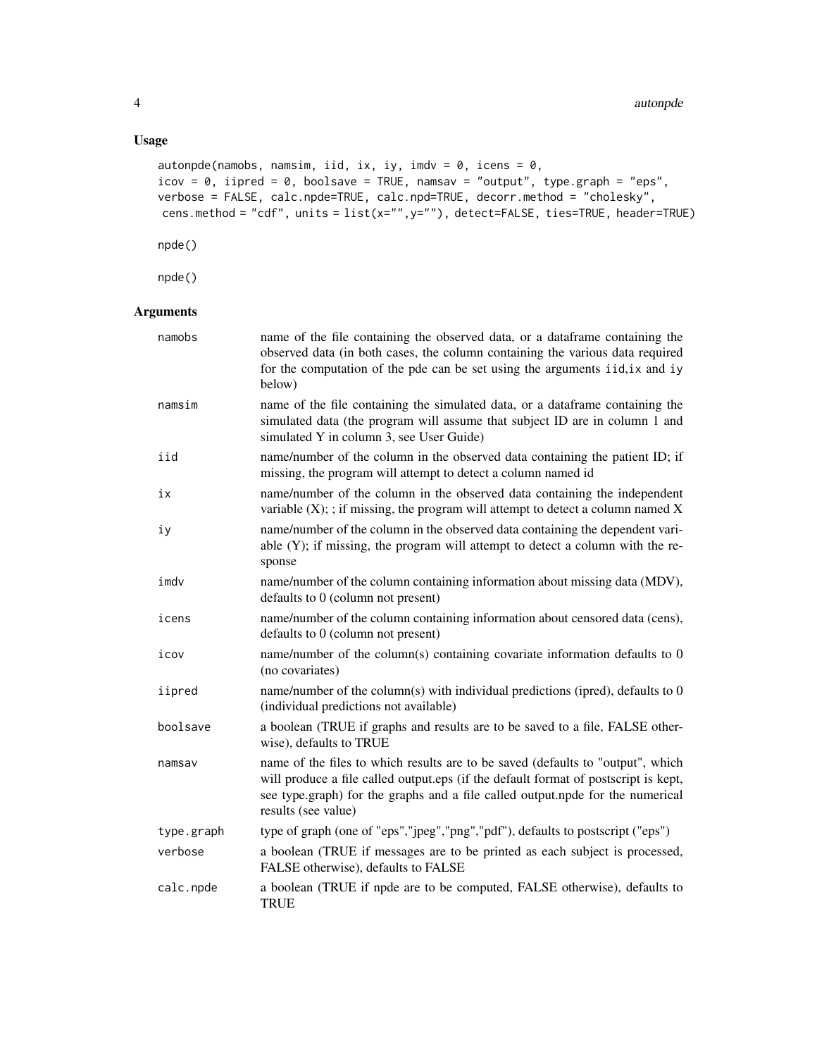## Usage

```
autonpde(namobs, namsim, iid, ix, iy, imdv = 0, icens = 0,
icov = 0, iipred = 0, boolsave = TRUE, namsav = "output", type.graph = "eps",
verbose = FALSE, calc.npde=TRUE, calc.npd=TRUE, decorr.method = "cholesky",
 cens.method = "cdf", units = list(x="",y=""), detect=FALSE, ties=TRUE, header=TRUE)

npde()

npde()
```

## Arguments

| | |
|---|---|
| namobs | name of the file containing the observed data, or a dataframe containing the observed data (in both cases, the column containing the various data required for the computation of the pde can be set using the arguments iid,ix and iy below) |
| namsim | name of the file containing the simulated data, or a dataframe containing the simulated data (the program will assume that subject ID are in column 1 and simulated Y in column 3, see User Guide) |
| iid | name/number of the column in the observed data containing the patient ID; if missing, the program will attempt to detect a column named id |
| ix | name/number of the column in the observed data containing the independent variable (X); ; if missing, the program will attempt to detect a column named X |
| iy | name/number of the column in the observed data containing the dependent variable (Y); if missing, the program will attempt to detect a column with the response |
| imdv | name/number of the column containing information about missing data (MDV), defaults to 0 (column not present) |
| icens | name/number of the column containing information about censored data (cens), defaults to 0 (column not present) |
| icov | name/number of the column(s) containing covariate information defaults to 0 (no covariates) |
| iipred | name/number of the column(s) with individual predictions (ipred), defaults to 0 (individual predictions not available) |
| boolsave | a boolean (TRUE if graphs and results are to be saved to a file, FALSE otherwise), defaults to TRUE |
| namsav | name of the files to which results are to be saved (defaults to "output", which will produce a file called output.eps (if the default format of postscript is kept, see type.graph) for the graphs and a file called output.npde for the numerical results (see value) |
| type.graph | type of graph (one of "eps","jpeg","png","pdf"), defaults to postscript ("eps") |
| verbose | a boolean (TRUE if messages are to be printed as each subject is processed, FALSE otherwise), defaults to FALSE |
| calc.npde | a boolean (TRUE if npde are to be computed, FALSE otherwise), defaults to TRUE |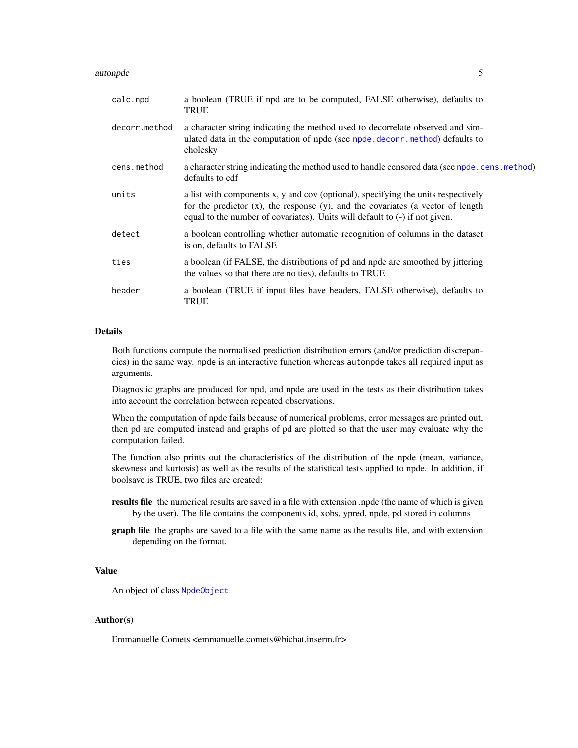| | |
|---|---|
| `calc.npd` | a boolean (TRUE if npd are to be computed, FALSE otherwise), defaults to TRUE |
| `decorr.method` | a character string indicating the method used to decorrelate observed and simulated data in the computation of npde (see `npde.decorr.method`) defaults to cholesky |
| `cens.method` | a character string indicating the method used to handle censored data (see `npde.cens.method`) defaults to cdf |
| `units` | a list with components x, y and cov (optional), specifying the units respectively for the predictor (x), the response (y), and the covariates (a vector of length equal to the number of covariates). Units will default to (-) if not given. |
| `detect` | a boolean controlling whether automatic recognition of columns in the dataset is on, defaults to FALSE |
| `ties` | a boolean (if FALSE, the distributions of pd and npde are smoothed by jittering the values so that there are no ties), defaults to TRUE |
| `header` | a boolean (TRUE if input files have headers, FALSE otherwise), defaults to TRUE |

## Details

Both functions compute the normalised prediction distribution errors (and/or prediction discrepancies) in the same way. `npde` is an interactive function whereas `autonpde` takes all required input as arguments.

Diagnostic graphs are produced for npd, and npde are used in the tests as their distribution takes into account the correlation between repeated observations.

When the computation of npde fails because of numerical problems, error messages are printed out, then pd are computed instead and graphs of pd are plotted so that the user may evaluate why the computation failed.

The function also prints out the characteristics of the distribution of the npde (mean, variance, skewness and kurtosis) as well as the results of the statistical tests applied to npde. In addition, if boolsave is TRUE, two files are created:

**results file** the numerical results are saved in a file with extension .npde (the name of which is given by the user). The file contains the components id, xobs, ypred, npde, pd stored in columns

**graph file** the graphs are saved to a file with the same name as the results file, and with extension depending on the format.

## Value

An object of class `NpdeObject`

## Author(s)

Emmanuelle Comets <emmanuelle.comets@bichat.inserm.fr>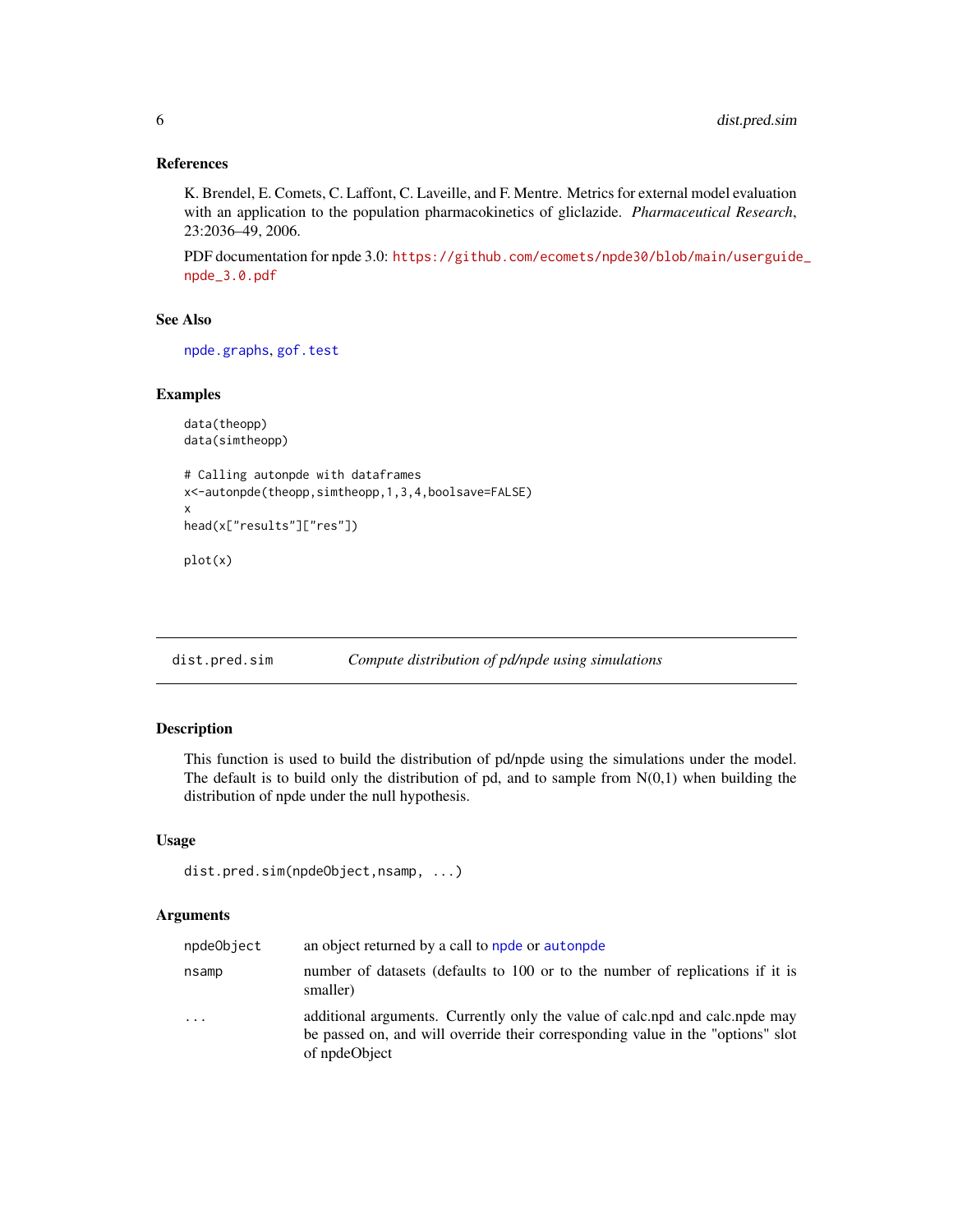### References

K. Brendel, E. Comets, C. Laffont, C. Laveille, and F. Mentre. Metrics for external model evaluation with an application to the population pharmacokinetics of gliclazide. *Pharmaceutical Research*, 23:2036–49, 2006.

PDF documentation for npde 3.0: https://github.com/ecomets/npde30/blob/main/userguide_npde_3.0.pdf

### See Also

npde.graphs, gof.test

### Examples

```
data(theopp)
data(simtheopp)

# Calling autonpde with dataframes
x<-autonpde(theopp,simtheopp,1,3,4,boolsave=FALSE)
x
head(x["results"]["res"])

plot(x)
```

---

## dist.pred.sim — *Compute distribution of pd/npde using simulations*

---

### Description

This function is used to build the distribution of pd/npde using the simulations under the model. The default is to build only the distribution of pd, and to sample from N(0,1) when building the distribution of npde under the null hypothesis.

### Usage

```
dist.pred.sim(npdeObject,nsamp, ...)
```

### Arguments

| | |
|---|---|
| npdeObject | an object returned by a call to npde or autonpde |
| nsamp | number of datasets (defaults to 100 or to the number of replications if it is smaller) |
| ... | additional arguments. Currently only the value of calc.npd and calc.npde may be passed on, and will override their corresponding value in the "options" slot of npdeObject |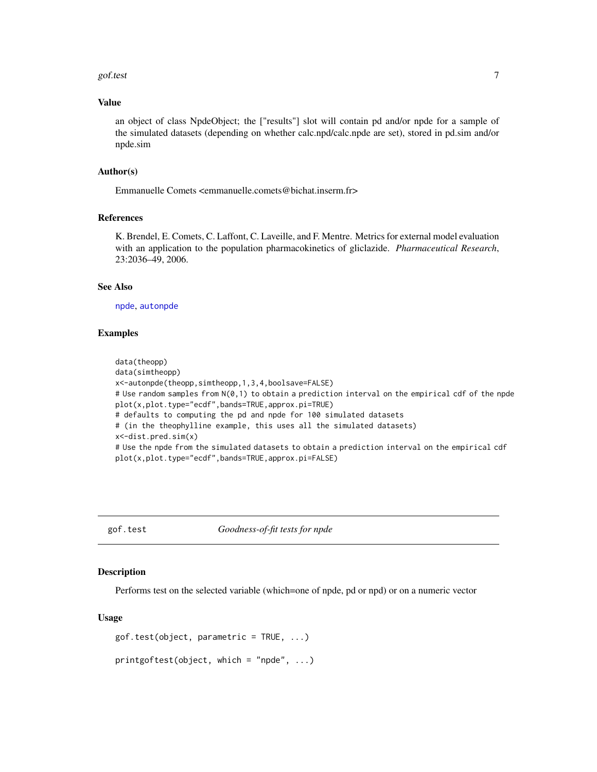### Value

an object of class NpdeObject; the ["results"] slot will contain pd and/or npde for a sample of the simulated datasets (depending on whether calc.npd/calc.npde are set), stored in pd.sim and/or npde.sim

### Author(s)

Emmanuelle Comets <emmanuelle.comets@bichat.inserm.fr>

### References

K. Brendel, E. Comets, C. Laffont, C. Laveille, and F. Mentre. Metrics for external model evaluation with an application to the population pharmacokinetics of gliclazide. *Pharmaceutical Research*, 23:2036–49, 2006.

### See Also

npde, autonpde

### Examples

```
data(theopp)
data(simtheopp)
x<-autonpde(theopp,simtheopp,1,3,4,boolsave=FALSE)
# Use random samples from N(0,1) to obtain a prediction interval on the empirical cdf of the npde
plot(x,plot.type="ecdf",bands=TRUE,approx.pi=TRUE)
# defaults to computing the pd and npde for 100 simulated datasets
# (in the theophylline example, this uses all the simulated datasets)
x<-dist.pred.sim(x)
# Use the npde from the simulated datasets to obtain a prediction interval on the empirical cdf
plot(x,plot.type="ecdf",bands=TRUE,approx.pi=FALSE)
```

---

## gof.test *Goodness-of-fit tests for npde*

### Description

Performs test on the selected variable (which=one of npde, pd or npd) or on a numeric vector

### Usage

```
gof.test(object, parametric = TRUE, ...)

printgoftest(object, which = "npde", ...)
```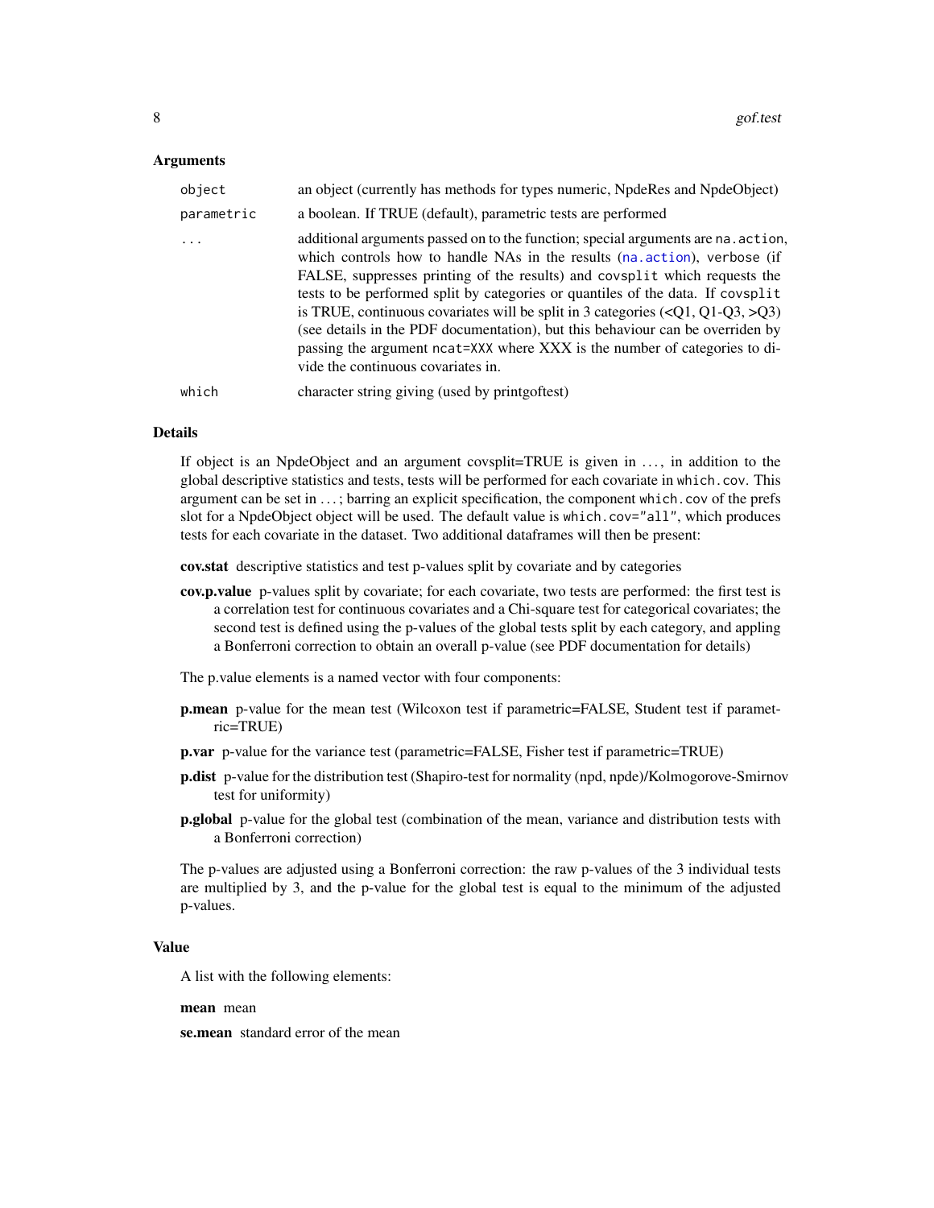### Arguments

| | |
|---|---|
| `object` | an object (currently has methods for types numeric, NpdeRes and NpdeObject) |
| `parametric` | a boolean. If TRUE (default), parametric tests are performed |
| `...` | additional arguments passed on to the function; special arguments are `na.action`, which controls how to handle NAs in the results (`na.action`), `verbose` (if FALSE, suppresses printing of the results) and `covsplit` which requests the tests to be performed split by categories or quantiles of the data. If `covsplit` is TRUE, continuous covariates will be split in 3 categories (<Q1, Q1-Q3, >Q3) (see details in the PDF documentation), but this behaviour can be overriden by passing the argument `ncat=XXX` where XXX is the number of categories to divide the continuous covariates in. |
| `which` | character string giving (used by printgoftest) |

### Details

If object is an NpdeObject and an argument covsplit=TRUE is given in ..., in addition to the global descriptive statistics and tests, tests will be performed for each covariate in `which.cov`. This argument can be set in ...; barring an explicit specification, the component `which.cov` of the prefs slot for a NpdeObject object will be used. The default value is `which.cov="all"`, which produces tests for each covariate in the dataset. Two additional dataframes will then be present:

**cov.stat** descriptive statistics and test p-values split by covariate and by categories

**cov.p.value** p-values split by covariate; for each covariate, two tests are performed: the first test is a correlation test for continuous covariates and a Chi-square test for categorical covariates; the second test is defined using the p-values of the global tests split by each category, and appling a Bonferroni correction to obtain an overall p-value (see PDF documentation for details)

The p.value elements is a named vector with four components:

**p.mean** p-value for the mean test (Wilcoxon test if parametric=FALSE, Student test if parametric=TRUE)

**p.var** p-value for the variance test (parametric=FALSE, Fisher test if parametric=TRUE)

**p.dist** p-value for the distribution test (Shapiro-test for normality (npd, npde)/Kolmogorove-Smirnov test for uniformity)

**p.global** p-value for the global test (combination of the mean, variance and distribution tests with a Bonferroni correction)

The p-values are adjusted using a Bonferroni correction: the raw p-values of the 3 individual tests are multiplied by 3, and the p-value for the global test is equal to the minimum of the adjusted p-values.

### Value

A list with the following elements:

**mean** mean

**se.mean** standard error of the mean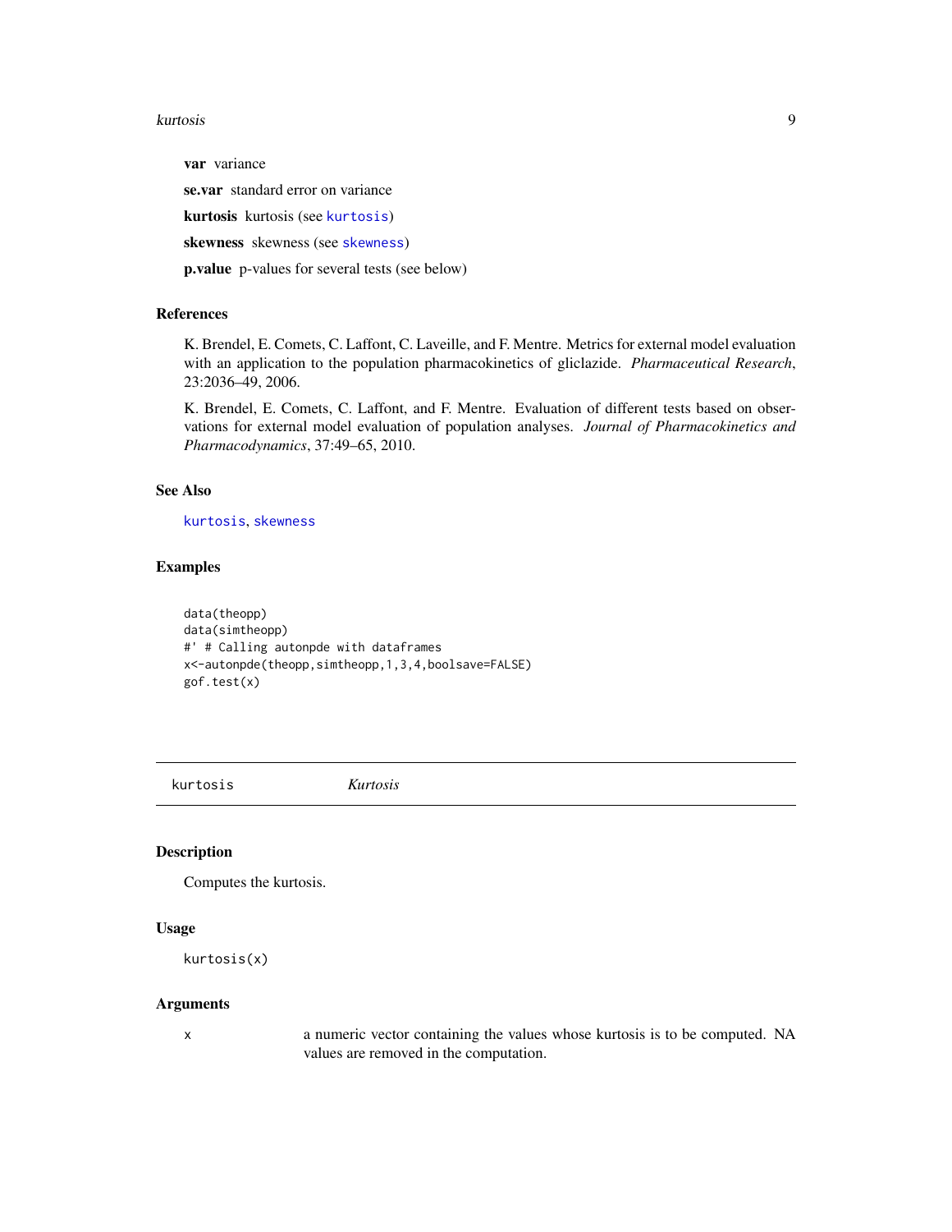**var** variance

**se.var** standard error on variance

**kurtosis** kurtosis (see kurtosis)

**skewness** skewness (see skewness)

**p.value** p-values for several tests (see below)

### References

K. Brendel, E. Comets, C. Laffont, C. Laveille, and F. Mentre. Metrics for external model evaluation with an application to the population pharmacokinetics of gliclazide. *Pharmaceutical Research*, 23:2036–49, 2006.

K. Brendel, E. Comets, C. Laffont, and F. Mentre. Evaluation of different tests based on observations for external model evaluation of population analyses. *Journal of Pharmacokinetics and Pharmacodynamics*, 37:49–65, 2010.

### See Also

kurtosis, skewness

### Examples

```
data(theopp)
data(simtheopp)
#' # Calling autonpde with dataframes
x<-autonpde(theopp,simtheopp,1,3,4,boolsave=FALSE)
gof.test(x)
```

---

## kurtosis *Kurtosis*

### Description

Computes the kurtosis.

### Usage

```
kurtosis(x)
```

### Arguments

| | |
|---|---|
| x | a numeric vector containing the values whose kurtosis is to be computed. NA values are removed in the computation. |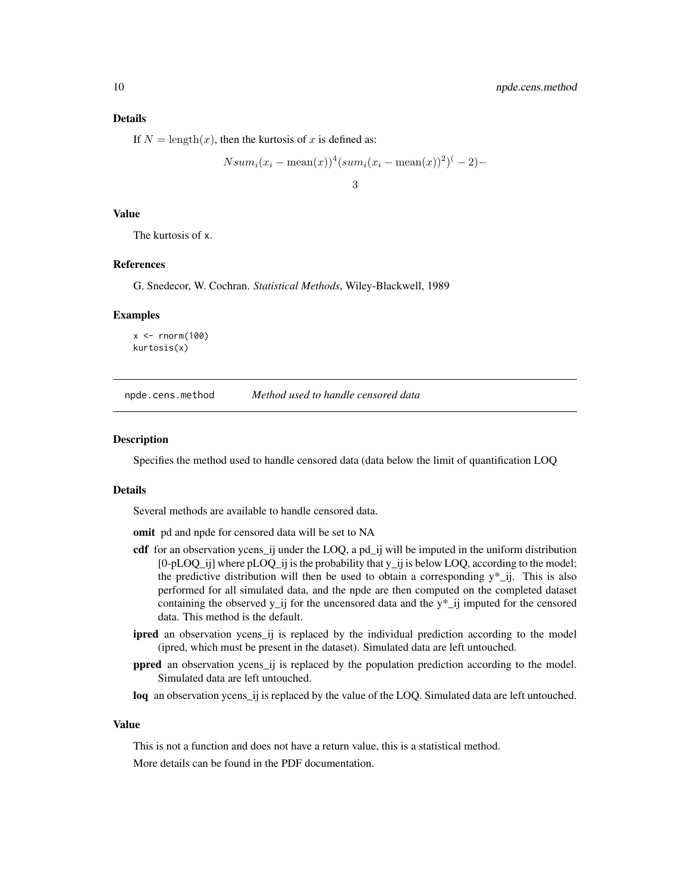### Details

If $N = \text{length}(x)$, then the kurtosis of $x$ is defined as:

$$N sum_i (x_i - \text{mean}(x))^4 (sum_i (x_i - \text{mean}(x))^2)^( - 2) -$$

$$3$$

### Value

The kurtosis of x.

### References

G. Snedecor, W. Cochran. *Statistical Methods*, Wiley-Blackwell, 1989

### Examples

```
x <- rnorm(100)
kurtosis(x)
```

---

## npde.cens.method *Method used to handle censored data*

### Description

Specifies the method used to handle censored data (data below the limit of quantification LOQ

### Details

Several methods are available to handle censored data.

**omit** pd and npde for censored data will be set to NA

**cdf** for an observation ycens_ij under the LOQ, a pd_ij will be imputed in the uniform distribution [0-pLOQ_ij] where pLOQ_ij is the probability that y_ij is below LOQ, according to the model; the predictive distribution will then be used to obtain a corresponding y*_ij. This is also performed for all simulated data, and the npde are then computed on the completed dataset containing the observed y_ij for the uncensored data and the y*_ij imputed for the censored data. This method is the default.

**ipred** an observation ycens_ij is replaced by the individual prediction according to the model (ipred, which must be present in the dataset). Simulated data are left untouched.

**ppred** an observation ycens_ij is replaced by the population prediction according to the model. Simulated data are left untouched.

**loq** an observation ycens_ij is replaced by the value of the LOQ. Simulated data are left untouched.

### Value

This is not a function and does not have a return value, this is a statistical method.

More details can be found in the PDF documentation.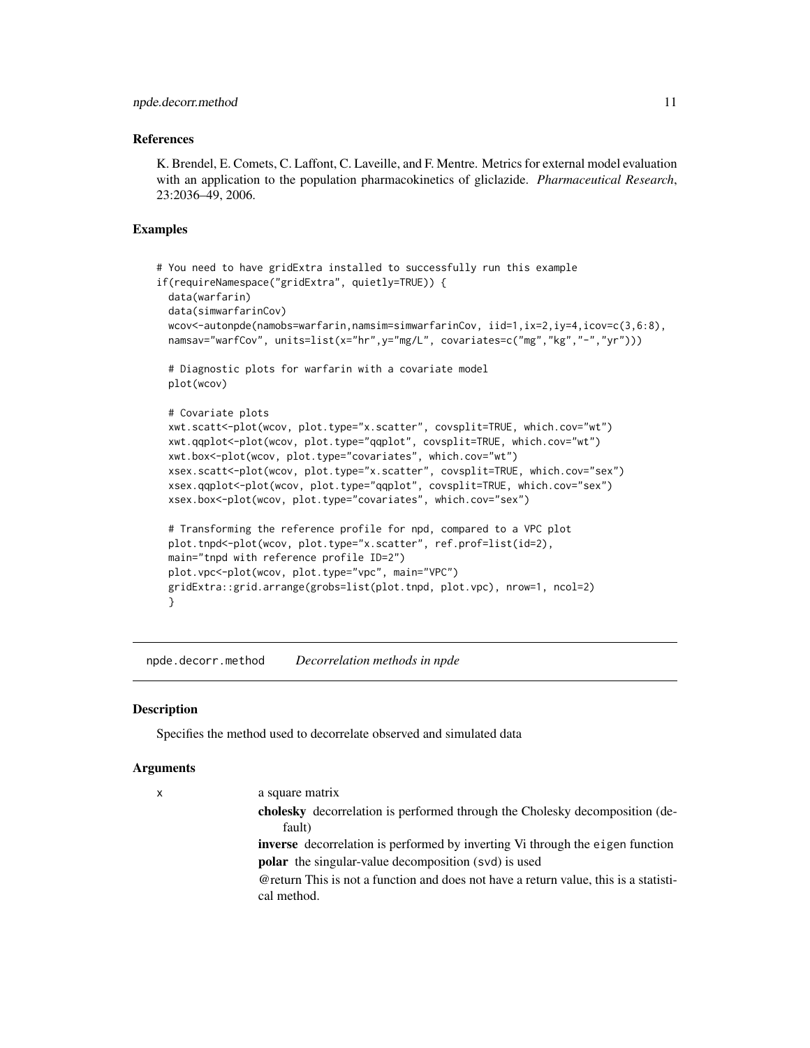### References

K. Brendel, E. Comets, C. Laffont, C. Laveille, and F. Mentre. Metrics for external model evaluation with an application to the population pharmacokinetics of gliclazide. *Pharmaceutical Research*, 23:2036–49, 2006.

### Examples

```
# You need to have gridExtra installed to successfully run this example
if(requireNamespace("gridExtra", quietly=TRUE)) {
  data(warfarin)
  data(simwarfarinCov)
  wcov<-autonpde(namobs=warfarin,namsim=simwarfarinCov, iid=1,ix=2,iy=4,icov=c(3,6:8),
  namsav="warfCov", units=list(x="hr",y="mg/L", covariates=c("mg","kg","-","yr")))

  # Diagnostic plots for warfarin with a covariate model
  plot(wcov)

  # Covariate plots
  xwt.scatt<-plot(wcov, plot.type="x.scatter", covsplit=TRUE, which.cov="wt")
  xwt.qqplot<-plot(wcov, plot.type="qqplot", covsplit=TRUE, which.cov="wt")
  xwt.box<-plot(wcov, plot.type="covariates", which.cov="wt")
  xsex.scatt<-plot(wcov, plot.type="x.scatter", covsplit=TRUE, which.cov="sex")
  xsex.qqplot<-plot(wcov, plot.type="qqplot", covsplit=TRUE, which.cov="sex")
  xsex.box<-plot(wcov, plot.type="covariates", which.cov="sex")

  # Transforming the reference profile for npd, compared to a VPC plot
  plot.tnpd<-plot(wcov, plot.type="x.scatter", ref.prof=list(id=2),
  main="tnpd with reference profile ID=2")
  plot.vpc<-plot(wcov, plot.type="vpc", main="VPC")
  gridExtra::grid.arrange(grobs=list(plot.tnpd, plot.vpc), nrow=1, ncol=2)
  }
```

---

## npde.decorr.method — *Decorrelation methods in npde*

### Description

Specifies the method used to decorrelate observed and simulated data

### Arguments

`x` a square matrix

**cholesky** decorrelation is performed through the Cholesky decomposition (default)

**inverse** decorrelation is performed by inverting Vi through the `eigen` function

**polar** the singular-value decomposition (`svd`) is used

@return This is not a function and does not have a return value, this is a statistical method.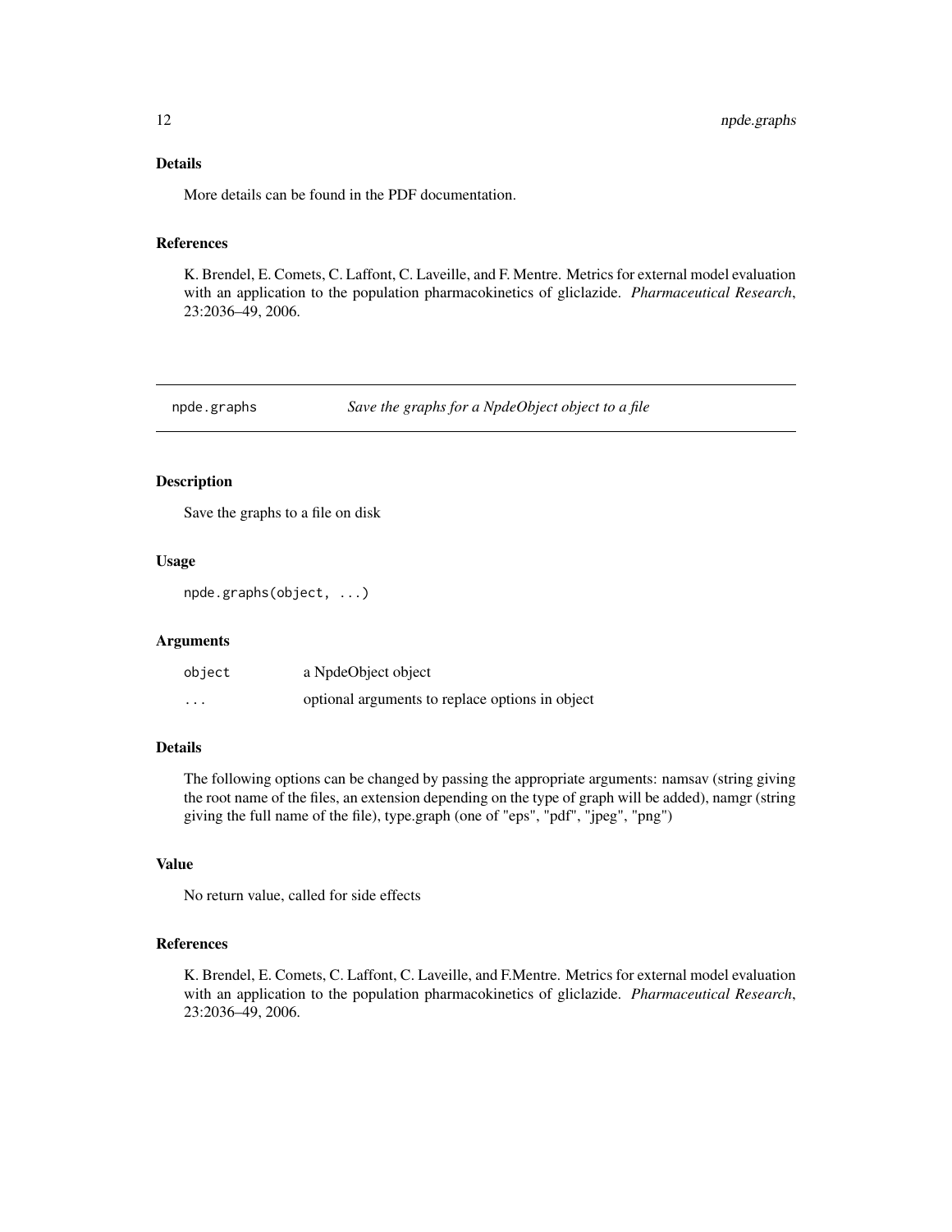### Details

More details can be found in the PDF documentation.

### References

K. Brendel, E. Comets, C. Laffont, C. Laveille, and F. Mentre. Metrics for external model evaluation with an application to the population pharmacokinetics of gliclazide. *Pharmaceutical Research*, 23:2036–49, 2006.

---

## npde.graphs — *Save the graphs for a NpdeObject object to a file*

### Description

Save the graphs to a file on disk

### Usage

```
npde.graphs(object, ...)
```

### Arguments

| | |
|---|---|
| object | a NpdeObject object |
| ... | optional arguments to replace options in object |

### Details

The following options can be changed by passing the appropriate arguments: namsav (string giving the root name of the files, an extension depending on the type of graph will be added), namgr (string giving the full name of the file), type.graph (one of "eps", "pdf", "jpeg", "png")

### Value

No return value, called for side effects

### References

K. Brendel, E. Comets, C. Laffont, C. Laveille, and F.Mentre. Metrics for external model evaluation with an application to the population pharmacokinetics of gliclazide. *Pharmaceutical Research*, 23:2036–49, 2006.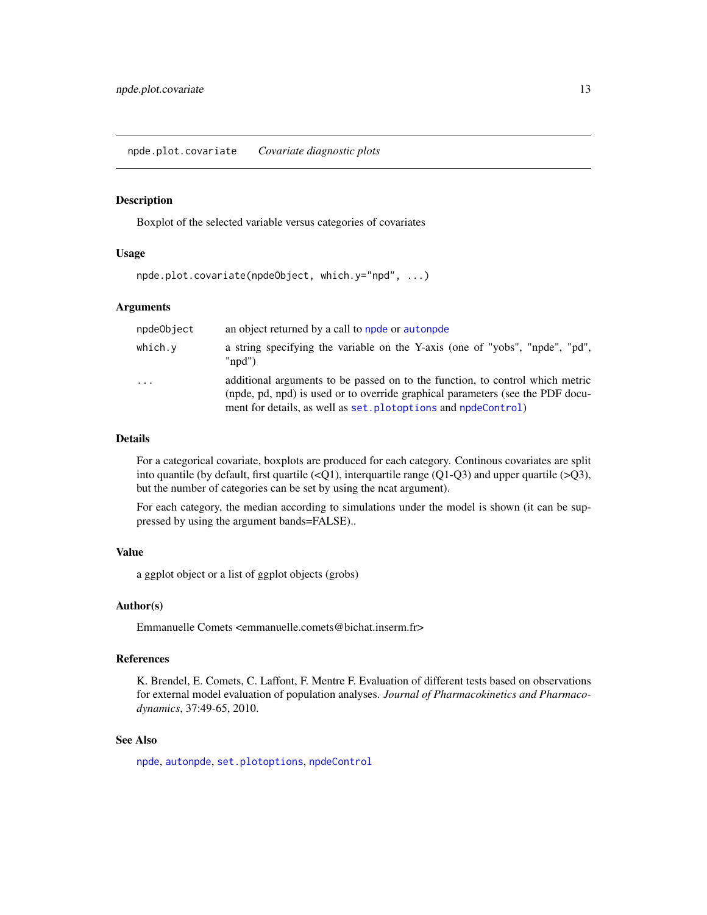## npde.plot.covariate *Covariate diagnostic plots*

### Description

Boxplot of the selected variable versus categories of covariates

### Usage

```
npde.plot.covariate(npdeObject, which.y="npd", ...)
```

### Arguments

| | |
|---|---|
| `npdeObject` | an object returned by a call to `npde` or `autonpde` |
| `which.y` | a string specifying the variable on the Y-axis (one of "yobs", "npde", "pd", "npd") |
| `...` | additional arguments to be passed on to the function, to control which metric (npde, pd, npd) is used or to override graphical parameters (see the PDF document for details, as well as `set.plotoptions` and `npdeControl`) |

### Details

For a categorical covariate, boxplots are produced for each category. Continous covariates are split into quantile (by default, first quartile (<Q1), interquartile range (Q1-Q3) and upper quartile (>Q3), but the number of categories can be set by using the ncat argument).

For each category, the median according to simulations under the model is shown (it can be suppressed by using the argument bands=FALSE)..

### Value

a ggplot object or a list of ggplot objects (grobs)

### Author(s)

Emmanuelle Comets <emmanuelle.comets@bichat.inserm.fr>

### References

K. Brendel, E. Comets, C. Laffont, F. Mentre F. Evaluation of different tests based on observations for external model evaluation of population analyses. *Journal of Pharmacokinetics and Pharmacodynamics*, 37:49-65, 2010.

### See Also

`npde`, `autonpde`, `set.plotoptions`, `npdeControl`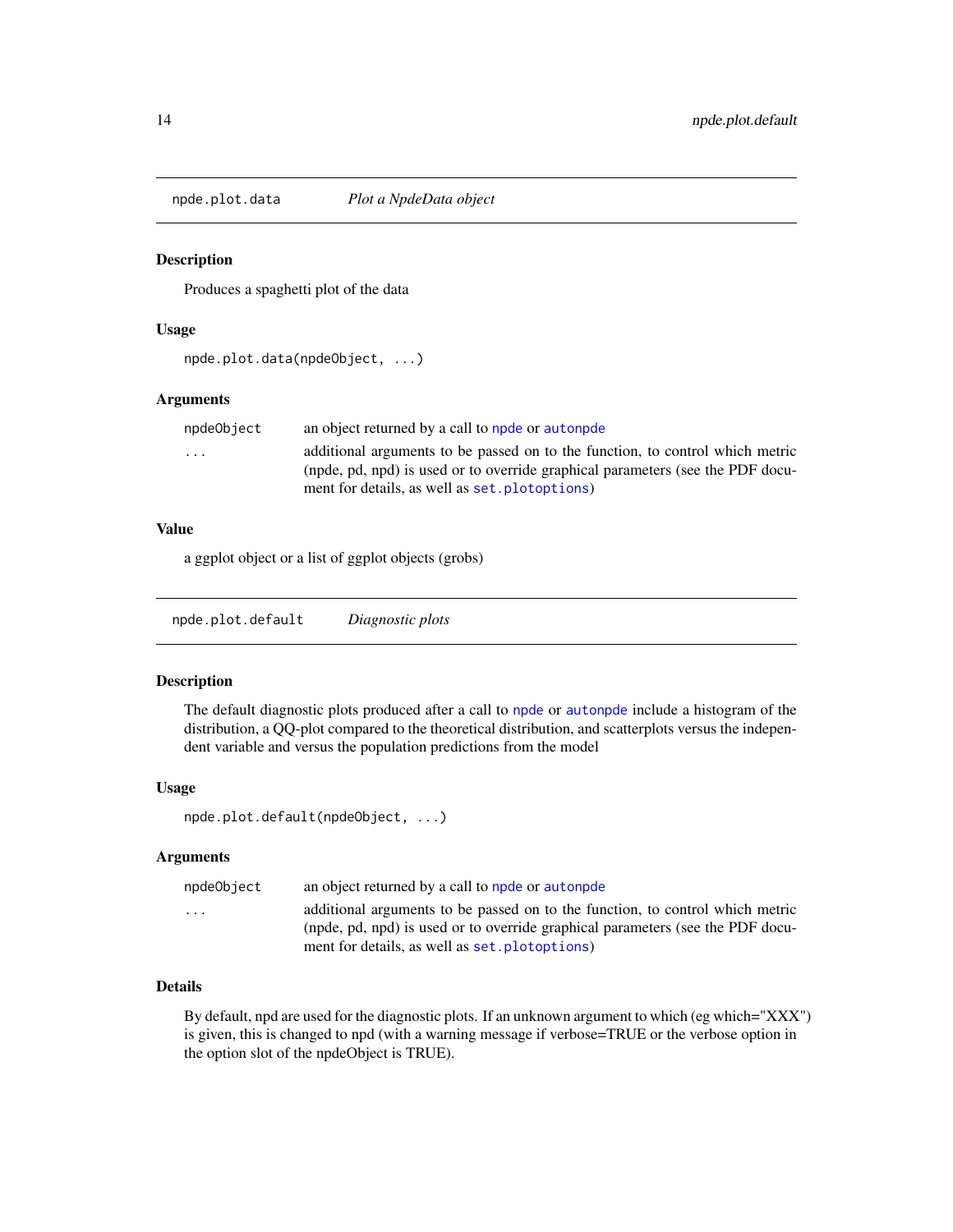## npde.plot.data &nbsp;&nbsp;&nbsp;&nbsp; *Plot a NpdeData object*

### Description

Produces a spaghetti plot of the data

### Usage

```
npde.plot.data(npdeObject, ...)
```

### Arguments

| | |
|---|---|
| npdeObject | an object returned by a call to npde or autonpde |
| ... | additional arguments to be passed on to the function, to control which metric (npde, pd, npd) is used or to override graphical parameters (see the PDF document for details, as well as set.plotoptions) |

### Value

a ggplot object or a list of ggplot objects (grobs)

## npde.plot.default &nbsp;&nbsp;&nbsp;&nbsp; *Diagnostic plots*

### Description

The default diagnostic plots produced after a call to npde or autonpde include a histogram of the distribution, a QQ-plot compared to the theoretical distribution, and scatterplots versus the independent variable and versus the population predictions from the model

### Usage

```
npde.plot.default(npdeObject, ...)
```

### Arguments

| | |
|---|---|
| npdeObject | an object returned by a call to npde or autonpde |
| ... | additional arguments to be passed on to the function, to control which metric (npde, pd, npd) is used or to override graphical parameters (see the PDF document for details, as well as set.plotoptions) |

### Details

By default, npd are used for the diagnostic plots. If an unknown argument to which (eg which="XXX") is given, this is changed to npd (with a warning message if verbose=TRUE or the verbose option in the option slot of the npdeObject is TRUE).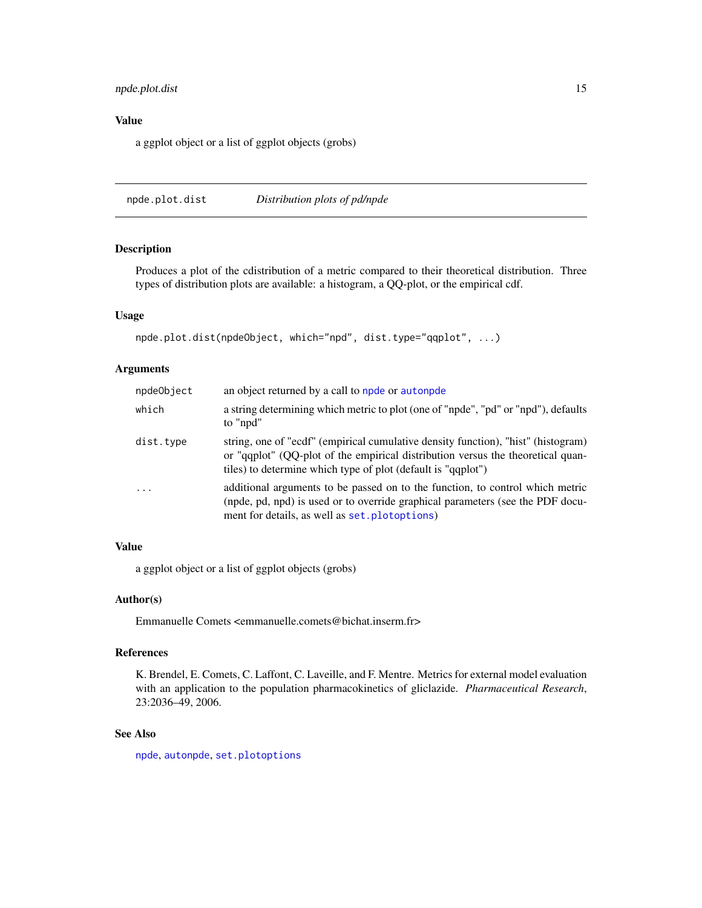## Value

a ggplot object or a list of ggplot objects (grobs)

---

# npde.plot.dist — *Distribution plots of pd/npde*

## Description

Produces a plot of the cdistribution of a metric compared to their theoretical distribution. Three types of distribution plots are available: a histogram, a QQ-plot, or the empirical cdf.

## Usage

```
npde.plot.dist(npdeObject, which="npd", dist.type="qqplot", ...)
```

## Arguments

| | |
|---|---|
| `npdeObject` | an object returned by a call to `npde` or `autonpde` |
| `which` | a string determining which metric to plot (one of "npde", "pd" or "npd"), defaults to "npd" |
| `dist.type` | string, one of "ecdf" (empirical cumulative density function), "hist" (histogram) or "qqplot" (QQ-plot of the empirical distribution versus the theoretical quantiles) to determine which type of plot (default is "qqplot") |
| `...` | additional arguments to be passed on to the function, to control which metric (npde, pd, npd) is used or to override graphical parameters (see the PDF document for details, as well as `set.plotoptions`) |

## Value

a ggplot object or a list of ggplot objects (grobs)

## Author(s)

Emmanuelle Comets <emmanuelle.comets@bichat.inserm.fr>

## References

K. Brendel, E. Comets, C. Laffont, C. Laveille, and F. Mentre. Metrics for external model evaluation with an application to the population pharmacokinetics of gliclazide. *Pharmaceutical Research*, 23:2036–49, 2006.

## See Also

`npde`, `autonpde`, `set.plotoptions`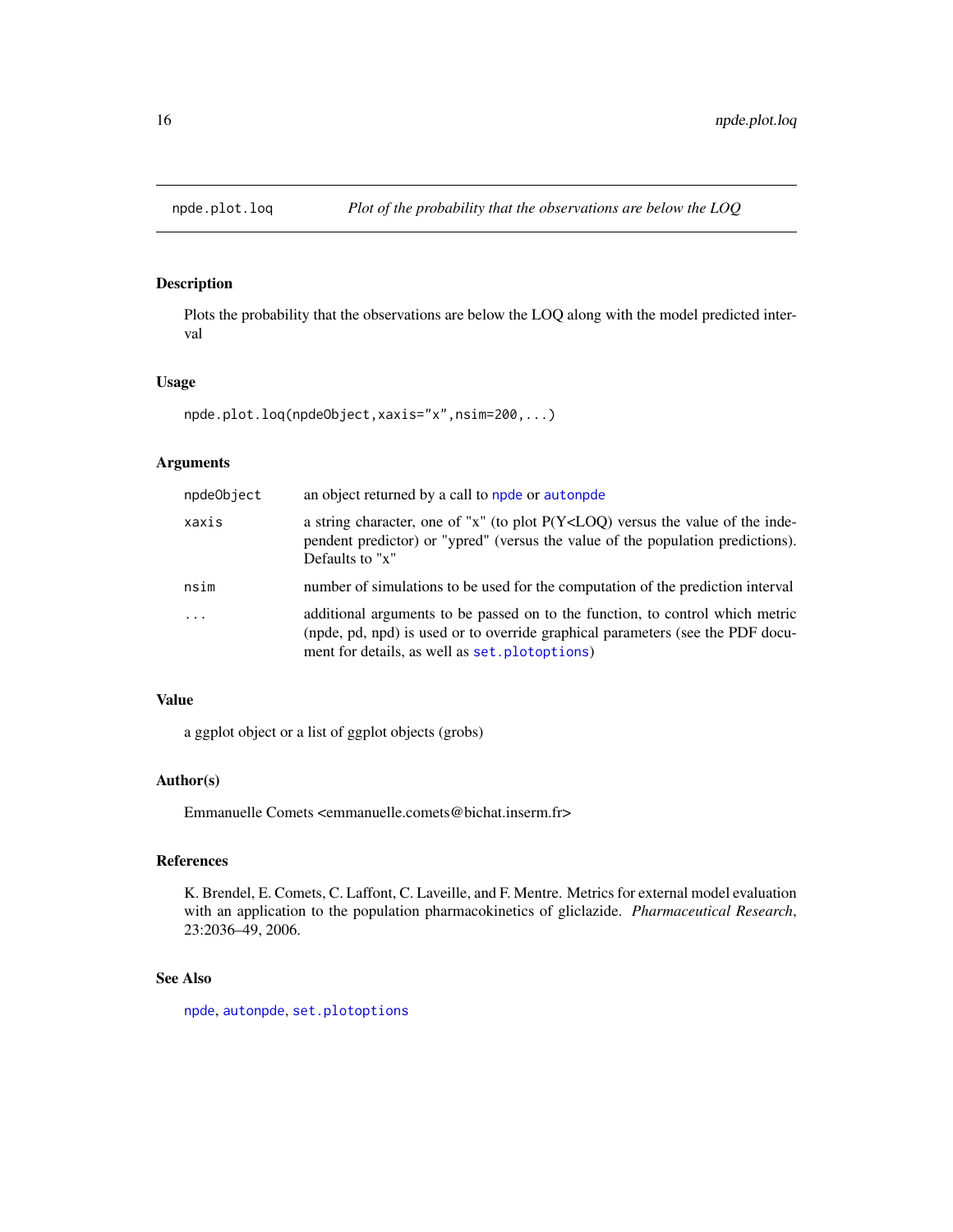# npde.plot.loq — *Plot of the probability that the observations are below the LOQ*

## Description

Plots the probability that the observations are below the LOQ along with the model predicted interval

## Usage

```
npde.plot.loq(npdeObject,xaxis="x",nsim=200,...)
```

## Arguments

| | |
|---|---|
| npdeObject | an object returned by a call to `npde` or `autonpde` |
| xaxis | a string character, one of "x" (to plot P(Y<LOQ) versus the value of the independent predictor) or "ypred" (versus the value of the population predictions). Defaults to "x" |
| nsim | number of simulations to be used for the computation of the prediction interval |
| ... | additional arguments to be passed on to the function, to control which metric (npde, pd, npd) is used or to override graphical parameters (see the PDF document for details, as well as `set.plotoptions`) |

## Value

a ggplot object or a list of ggplot objects (grobs)

## Author(s)

Emmanuelle Comets <emmanuelle.comets@bichat.inserm.fr>

## References

K. Brendel, E. Comets, C. Laffont, C. Laveille, and F. Mentre. Metrics for external model evaluation with an application to the population pharmacokinetics of gliclazide. *Pharmaceutical Research*, 23:2036–49, 2006.

## See Also

`npde`, `autonpde`, `set.plotoptions`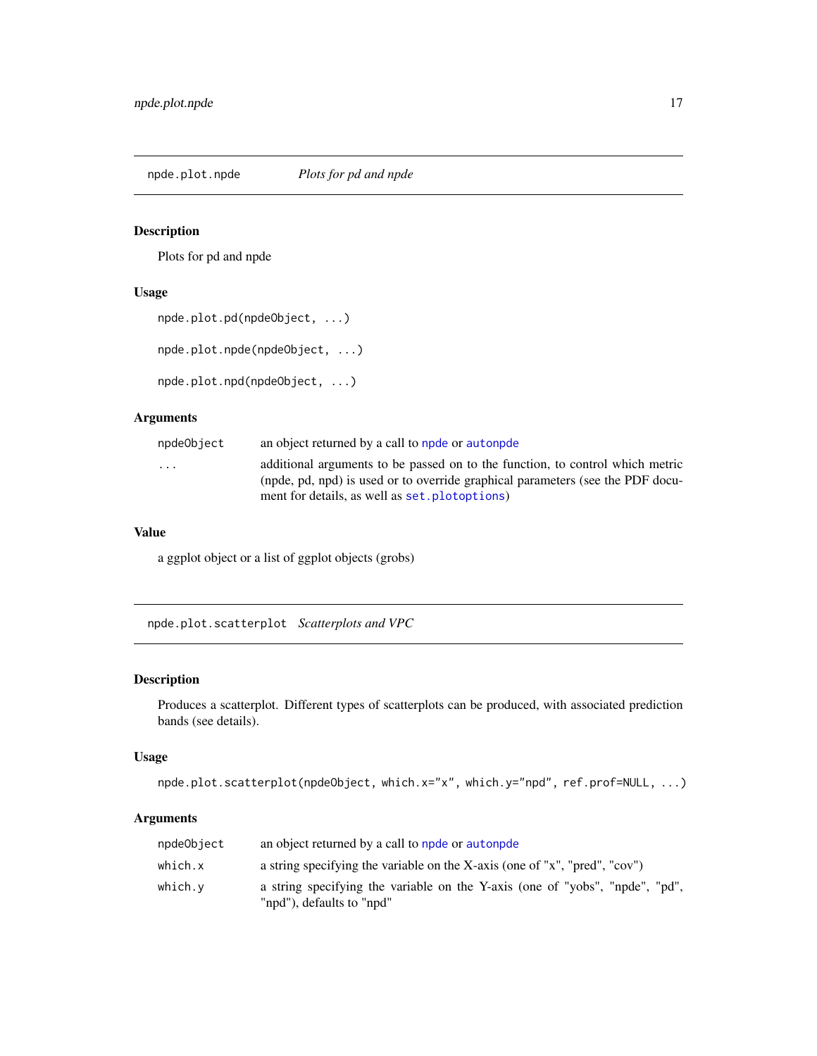## npde.plot.npde *Plots for pd and npde*

### Description

Plots for pd and npde

### Usage

```
npde.plot.pd(npdeObject, ...)

npde.plot.npde(npdeObject, ...)

npde.plot.npd(npdeObject, ...)
```

### Arguments

| | |
|---|---|
| npdeObject | an object returned by a call to npde or autonpde |
| ... | additional arguments to be passed on to the function, to control which metric (npde, pd, npd) is used or to override graphical parameters (see the PDF document for details, as well as set.plotoptions) |

### Value

a ggplot object or a list of ggplot objects (grobs)

## npde.plot.scatterplot *Scatterplots and VPC*

### Description

Produces a scatterplot. Different types of scatterplots can be produced, with associated prediction bands (see details).

### Usage

```
npde.plot.scatterplot(npdeObject, which.x="x", which.y="npd", ref.prof=NULL, ...)
```

### Arguments

| | |
|---|---|
| npdeObject | an object returned by a call to npde or autonpde |
| which.x | a string specifying the variable on the X-axis (one of "x", "pred", "cov") |
| which.y | a string specifying the variable on the Y-axis (one of "yobs", "npde", "pd", "npd"), defaults to "npd" |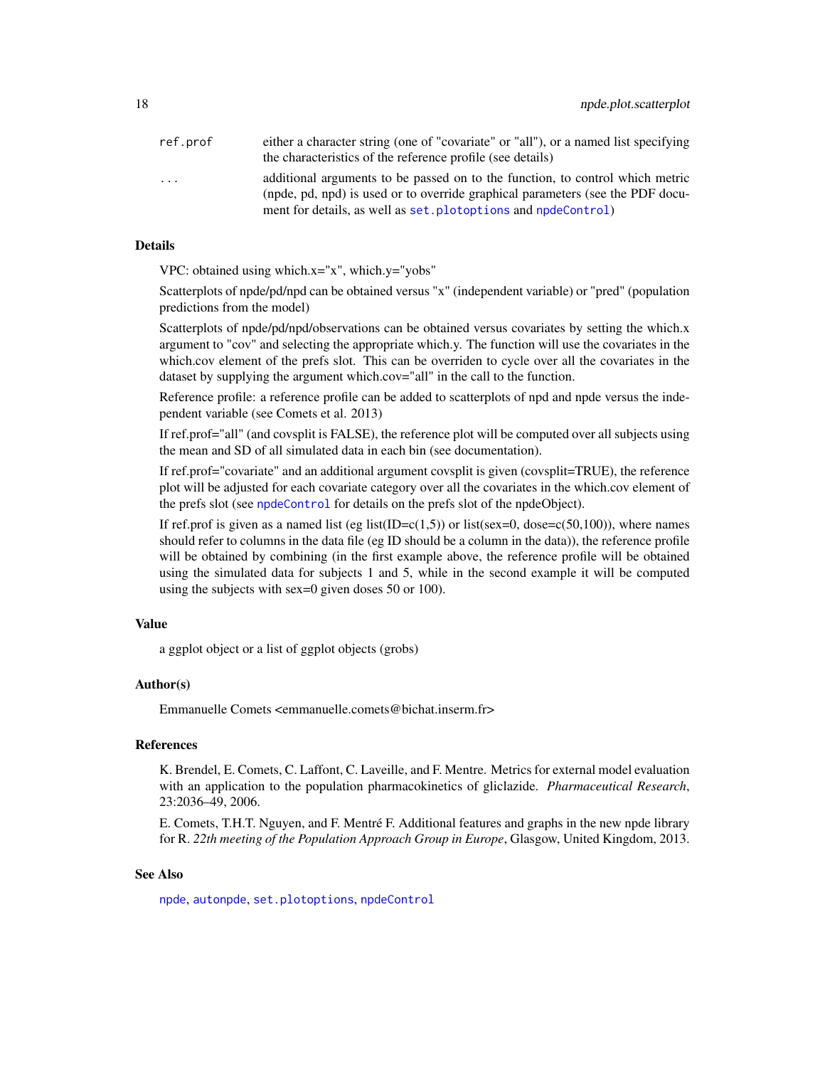| | |
|---|---|
| `ref.prof` | either a character string (one of "covariate" or "all"), or a named list specifying the characteristics of the reference profile (see details) |
| `...` | additional arguments to be passed on to the function, to control which metric (npde, pd, npd) is used or to override graphical parameters (see the PDF document for details, as well as `set.plotoptions` and `npdeControl`) |

### Details

VPC: obtained using which.x="x", which.y="yobs"

Scatterplots of npde/pd/npd can be obtained versus "x" (independent variable) or "pred" (population predictions from the model)

Scatterplots of npde/pd/npd/observations can be obtained versus covariates by setting the which.x argument to "cov" and selecting the appropriate which.y. The function will use the covariates in the which.cov element of the prefs slot. This can be overriden to cycle over all the covariates in the dataset by supplying the argument which.cov="all" in the call to the function.

Reference profile: a reference profile can be added to scatterplots of npd and npde versus the independent variable (see Comets et al. 2013)

If ref.prof="all" (and covsplit is FALSE), the reference plot will be computed over all subjects using the mean and SD of all simulated data in each bin (see documentation).

If ref.prof="covariate" and an additional argument covsplit is given (covsplit=TRUE), the reference plot will be adjusted for each covariate category over all the covariates in the which.cov element of the prefs slot (see `npdeControl` for details on the prefs slot of the npdeObject).

If ref.prof is given as a named list (eg list(ID=c(1,5)) or list(sex=0, dose=c(50,100)), where names should refer to columns in the data file (eg ID should be a column in the data)), the reference profile will be obtained by combining (in the first example above, the reference profile will be obtained using the simulated data for subjects 1 and 5, while in the second example it will be computed using the subjects with sex=0 given doses 50 or 100).

### Value

a ggplot object or a list of ggplot objects (grobs)

### Author(s)

Emmanuelle Comets <emmanuelle.comets@bichat.inserm.fr>

### References

K. Brendel, E. Comets, C. Laffont, C. Laveille, and F. Mentre. Metrics for external model evaluation with an application to the population pharmacokinetics of gliclazide. *Pharmaceutical Research*, 23:2036–49, 2006.

E. Comets, T.H.T. Nguyen, and F. Mentré F. Additional features and graphs in the new npde library for R. *22th meeting of the Population Approach Group in Europe*, Glasgow, United Kingdom, 2013.

### See Also

`npde`, `autonpde`, `set.plotoptions`, `npdeControl`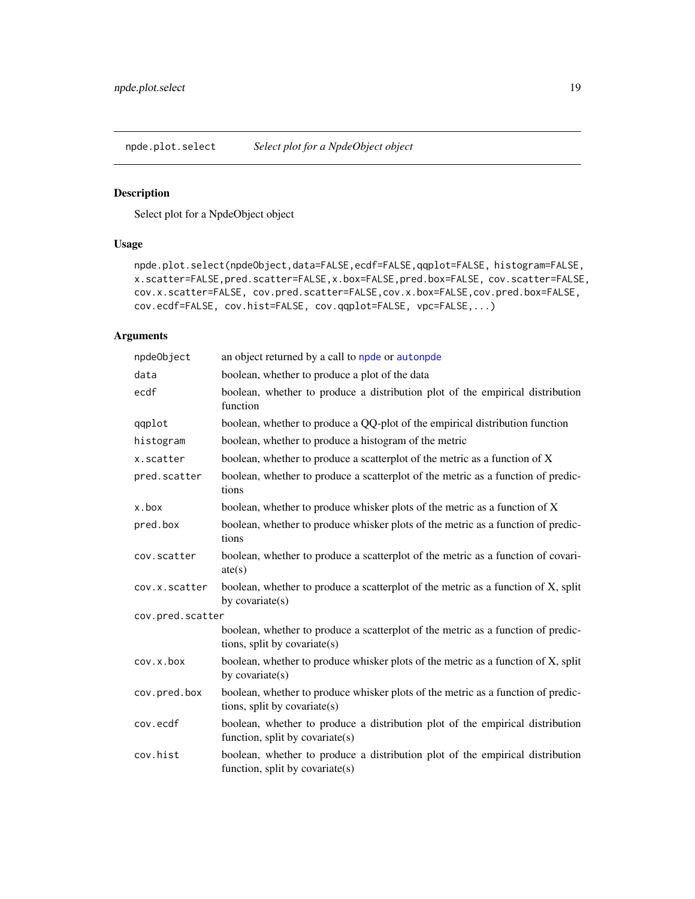## npde.plot.select *Select plot for a NpdeObject object*

### Description

Select plot for a NpdeObject object

### Usage

```
npde.plot.select(npdeObject,data=FALSE,ecdf=FALSE,qqplot=FALSE, histogram=FALSE,
x.scatter=FALSE,pred.scatter=FALSE,x.box=FALSE,pred.box=FALSE, cov.scatter=FALSE,
cov.x.scatter=FALSE, cov.pred.scatter=FALSE,cov.x.box=FALSE,cov.pred.box=FALSE,
cov.ecdf=FALSE, cov.hist=FALSE, cov.qqplot=FALSE, vpc=FALSE,...)
```

### Arguments

| | |
|---|---|
| `npdeObject` | an object returned by a call to `npde` or `autonpde` |
| `data` | boolean, whether to produce a plot of the data |
| `ecdf` | boolean, whether to produce a distribution plot of the empirical distribution function |
| `qqplot` | boolean, whether to produce a QQ-plot of the empirical distribution function |
| `histogram` | boolean, whether to produce a histogram of the metric |
| `x.scatter` | boolean, whether to produce a scatterplot of the metric as a function of X |
| `pred.scatter` | boolean, whether to produce a scatterplot of the metric as a function of predictions |
| `x.box` | boolean, whether to produce whisker plots of the metric as a function of X |
| `pred.box` | boolean, whether to produce whisker plots of the metric as a function of predictions |
| `cov.scatter` | boolean, whether to produce a scatterplot of the metric as a function of covariate(s) |
| `cov.x.scatter` | boolean, whether to produce a scatterplot of the metric as a function of X, split by covariate(s) |
| `cov.pred.scatter` | boolean, whether to produce a scatterplot of the metric as a function of predictions, split by covariate(s) |
| `cov.x.box` | boolean, whether to produce whisker plots of the metric as a function of X, split by covariate(s) |
| `cov.pred.box` | boolean, whether to produce whisker plots of the metric as a function of predictions, split by covariate(s) |
| `cov.ecdf` | boolean, whether to produce a distribution plot of the empirical distribution function, split by covariate(s) |
| `cov.hist` | boolean, whether to produce a distribution plot of the empirical distribution function, split by covariate(s) |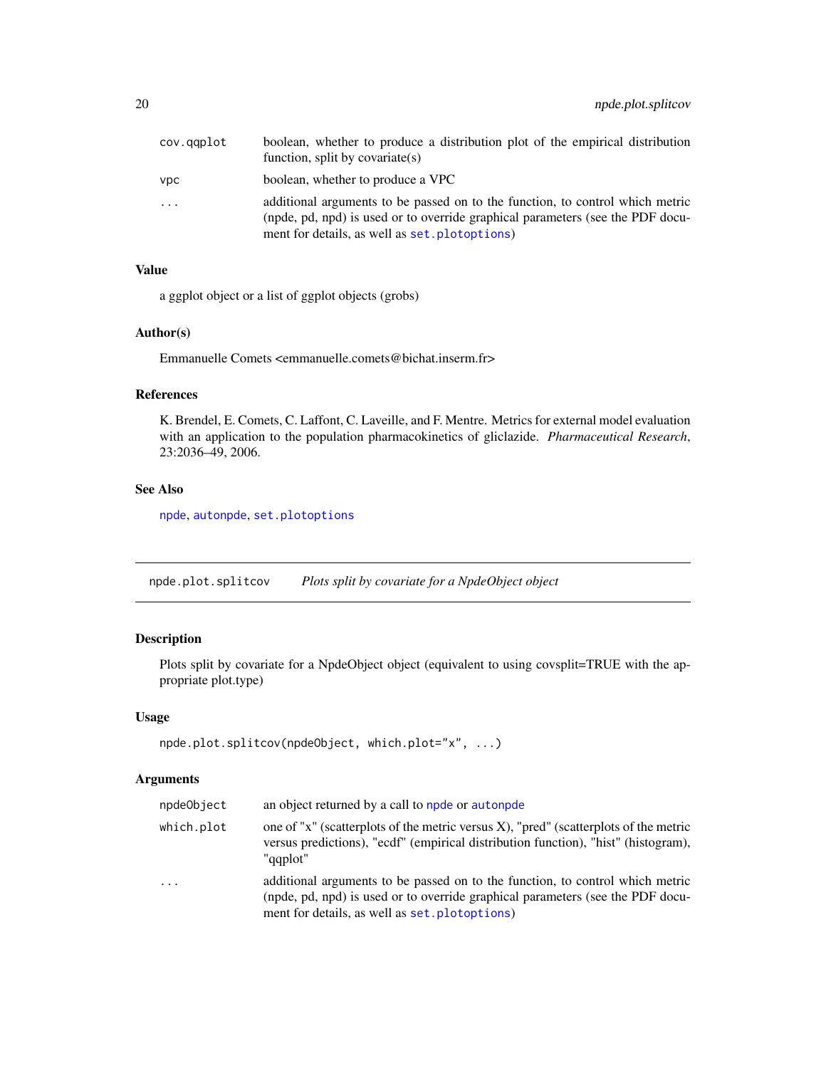| | |
|---|---|
| cov.qqplot | boolean, whether to produce a distribution plot of the empirical distribution function, split by covariate(s) |
| vpc | boolean, whether to produce a VPC |
| ... | additional arguments to be passed on to the function, to control which metric (npde, pd, npd) is used or to override graphical parameters (see the PDF document for details, as well as set.plotoptions) |

### Value

a ggplot object or a list of ggplot objects (grobs)

### Author(s)

Emmanuelle Comets <emmanuelle.comets@bichat.inserm.fr>

### References

K. Brendel, E. Comets, C. Laffont, C. Laveille, and F. Mentre. Metrics for external model evaluation with an application to the population pharmacokinetics of gliclazide. *Pharmaceutical Research*, 23:2036–49, 2006.

### See Also

npde, autonpde, set.plotoptions

---

## npde.plot.splitcov    *Plots split by covariate for a NpdeObject object*

### Description

Plots split by covariate for a NpdeObject object (equivalent to using covsplit=TRUE with the appropriate plot.type)

### Usage

```
npde.plot.splitcov(npdeObject, which.plot="x", ...)
```

### Arguments

| | |
|---|---|
| npdeObject | an object returned by a call to npde or autonpde |
| which.plot | one of "x" (scatterplots of the metric versus X), "pred" (scatterplots of the metric versus predictions), "ecdf" (empirical distribution function), "hist" (histogram), "qqplot" |
| ... | additional arguments to be passed on to the function, to control which metric (npde, pd, npd) is used or to override graphical parameters (see the PDF document for details, as well as set.plotoptions) |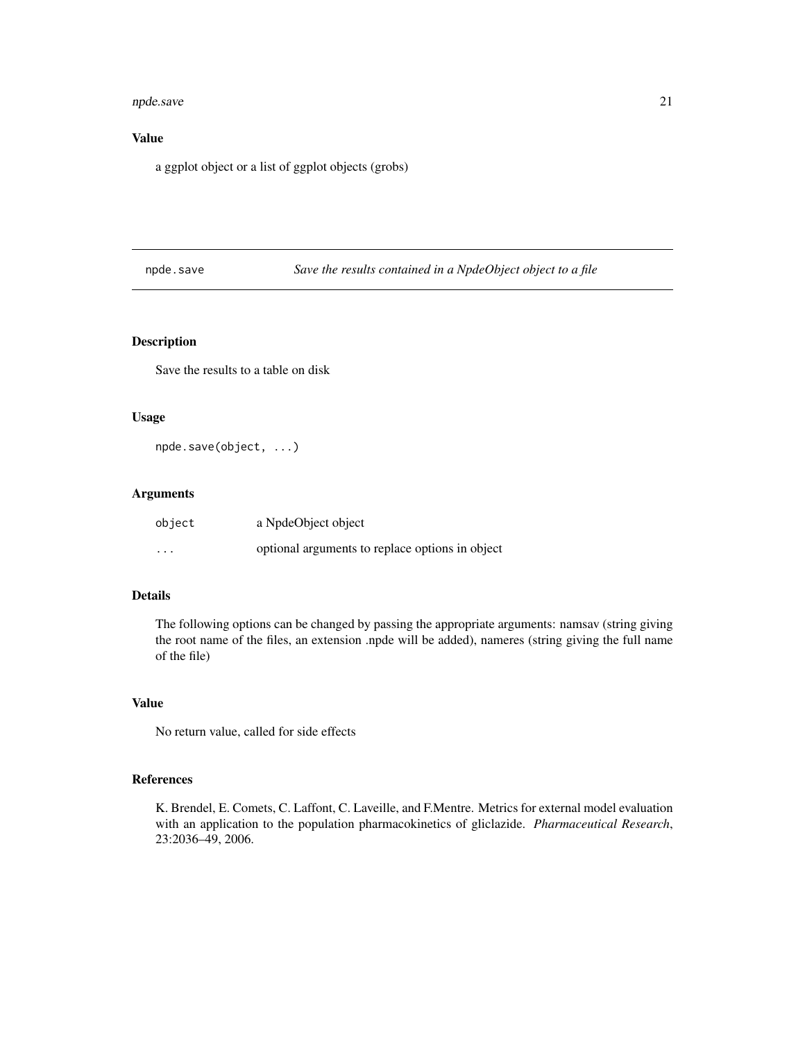### Value

a ggplot object or a list of ggplot objects (grobs)

---

## npde.save *Save the results contained in a NpdeObject object to a file*

### Description

Save the results to a table on disk

### Usage

```
npde.save(object, ...)
```

### Arguments

| | |
|---|---|
| object | a NpdeObject object |
| ... | optional arguments to replace options in object |

### Details

The following options can be changed by passing the appropriate arguments: namsav (string giving the root name of the files, an extension .npde will be added), nameres (string giving the full name of the file)

### Value

No return value, called for side effects

### References

K. Brendel, E. Comets, C. Laffont, C. Laveille, and F.Mentre. Metrics for external model evaluation with an application to the population pharmacokinetics of gliclazide. *Pharmaceutical Research*, 23:2036–49, 2006.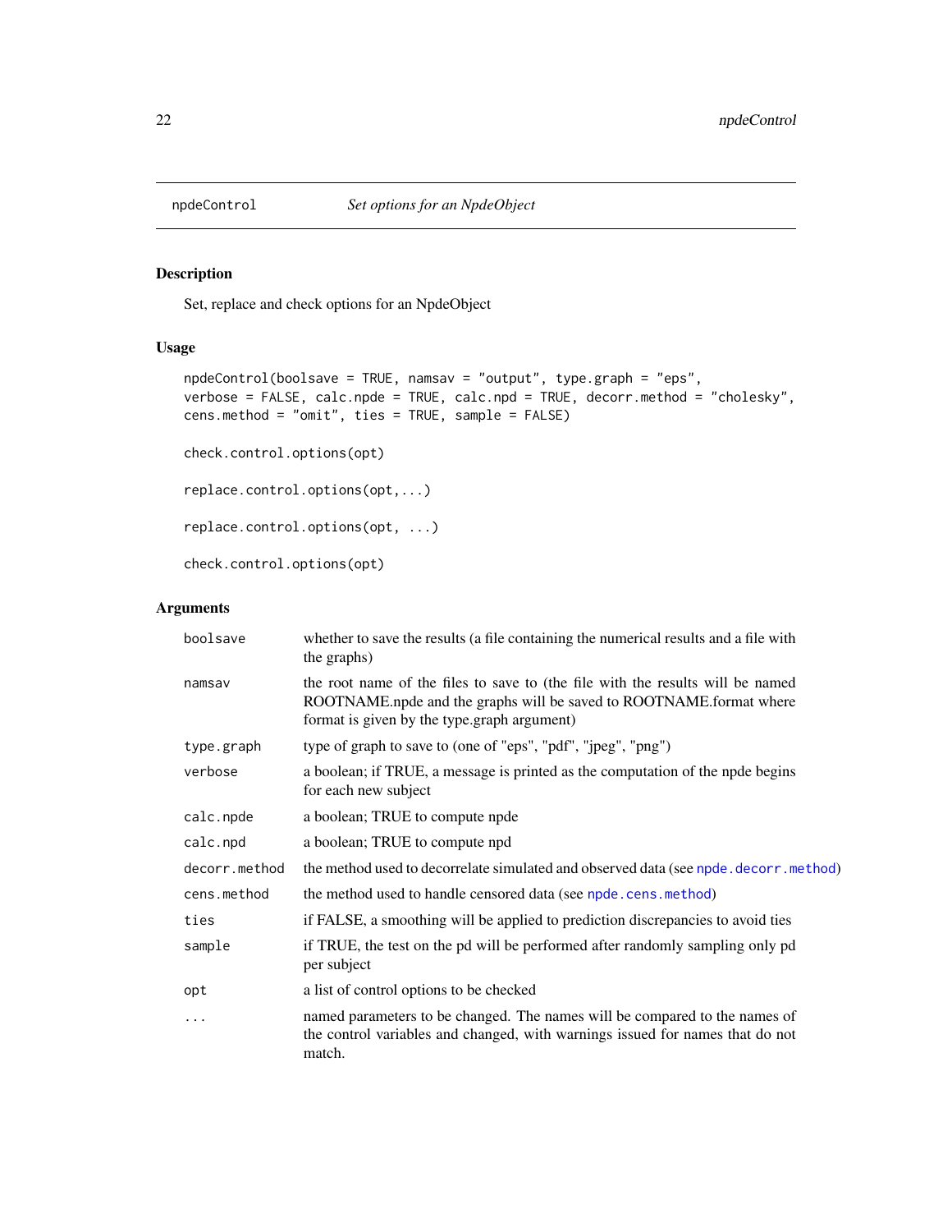## npdeControl    *Set options for an NpdeObject*

### Description

Set, replace and check options for an NpdeObject

### Usage

```
npdeControl(boolsave = TRUE, namsav = "output", type.graph = "eps",
verbose = FALSE, calc.npde = TRUE, calc.npd = TRUE, decorr.method = "cholesky",
cens.method = "omit", ties = TRUE, sample = FALSE)

check.control.options(opt)

replace.control.options(opt,...)

replace.control.options(opt, ...)

check.control.options(opt)
```

### Arguments

| | |
|---|---|
| boolsave | whether to save the results (a file containing the numerical results and a file with the graphs) |
| namsav | the root name of the files to save to (the file with the results will be named ROOTNAME.npde and the graphs will be saved to ROOTNAME.format where format is given by the type.graph argument) |
| type.graph | type of graph to save to (one of "eps", "pdf", "jpeg", "png") |
| verbose | a boolean; if TRUE, a message is printed as the computation of the npde begins for each new subject |
| calc.npde | a boolean; TRUE to compute npde |
| calc.npd | a boolean; TRUE to compute npd |
| decorr.method | the method used to decorrelate simulated and observed data (see npde.decorr.method) |
| cens.method | the method used to handle censored data (see npde.cens.method) |
| ties | if FALSE, a smoothing will be applied to prediction discrepancies to avoid ties |
| sample | if TRUE, the test on the pd will be performed after randomly sampling only pd per subject |
| opt | a list of control options to be checked |
| ... | named parameters to be changed. The names will be compared to the names of the control variables and changed, with warnings issued for names that do not match. |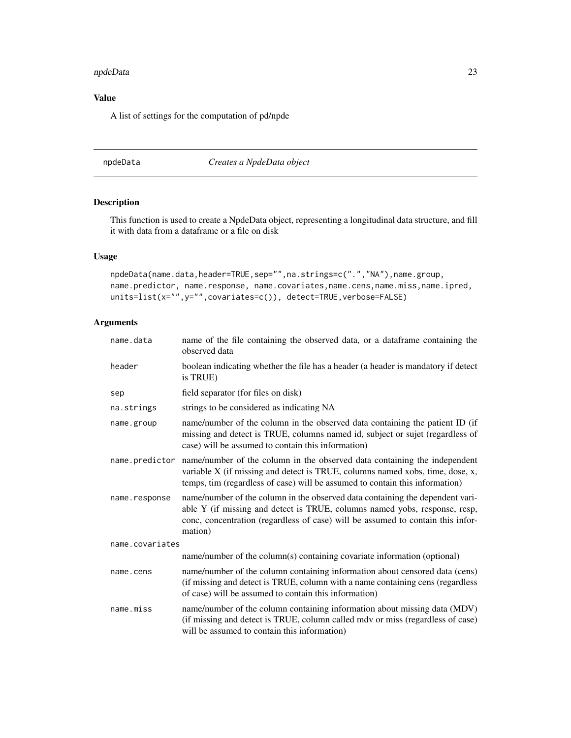### Value

A list of settings for the computation of pd/npde

## npdeData *Creates a NpdeData object*

### Description

This function is used to create a NpdeData object, representing a longitudinal data structure, and fill it with data from a dataframe or a file on disk

### Usage

```
npdeData(name.data,header=TRUE,sep="",na.strings=c(".","NA"),name.group,
name.predictor, name.response, name.covariates,name.cens,name.miss,name.ipred,
units=list(x="",y="",covariates=c()), detect=TRUE,verbose=FALSE)
```

### Arguments

| | |
|---|---|
| `name.data` | name of the file containing the observed data, or a dataframe containing the observed data |
| `header` | boolean indicating whether the file has a header (a header is mandatory if detect is TRUE) |
| `sep` | field separator (for files on disk) |
| `na.strings` | strings to be considered as indicating NA |
| `name.group` | name/number of the column in the observed data containing the patient ID (if missing and detect is TRUE, columns named id, subject or sujet (regardless of case) will be assumed to contain this information) |
| `name.predictor` | name/number of the column in the observed data containing the independent variable X (if missing and detect is TRUE, columns named xobs, time, dose, x, temps, tim (regardless of case) will be assumed to contain this information) |
| `name.response` | name/number of the column in the observed data containing the dependent variable Y (if missing and detect is TRUE, columns named yobs, response, resp, conc, concentration (regardless of case) will be assumed to contain this information) |
| `name.covariates` | name/number of the column(s) containing covariate information (optional) |
| `name.cens` | name/number of the column containing information about censored data (cens) (if missing and detect is TRUE, column with a name containing cens (regardless of case) will be assumed to contain this information) |
| `name.miss` | name/number of the column containing information about missing data (MDV) (if missing and detect is TRUE, column called mdv or miss (regardless of case) will be assumed to contain this information) |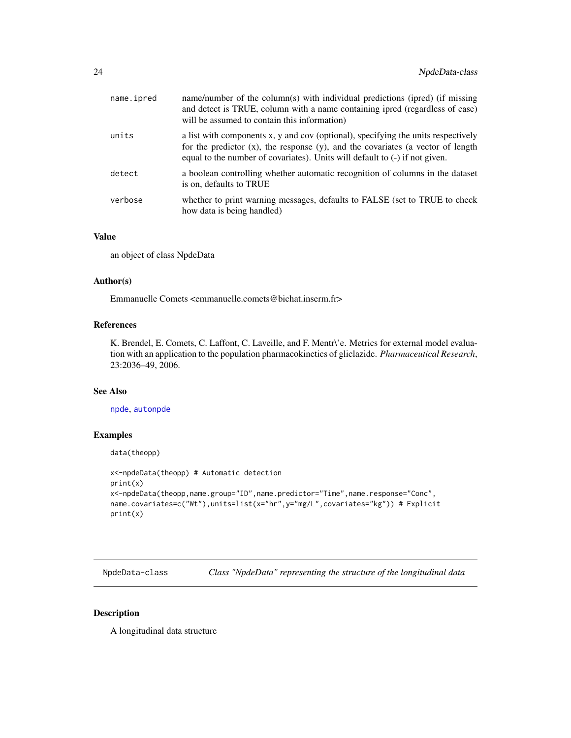| | |
|---|---|
| `name.ipred` | name/number of the column(s) with individual predictions (ipred) (if missing and detect is TRUE, column with a name containing ipred (regardless of case) will be assumed to contain this information) |
| `units` | a list with components x, y and cov (optional), specifying the units respectively for the predictor (x), the response (y), and the covariates (a vector of length equal to the number of covariates). Units will default to (-) if not given. |
| `detect` | a boolean controlling whether automatic recognition of columns in the dataset is on, defaults to TRUE |
| `verbose` | whether to print warning messages, defaults to FALSE (set to TRUE to check how data is being handled) |

### Value

an object of class NpdeData

### Author(s)

Emmanuelle Comets <emmanuelle.comets@bichat.inserm.fr>

### References

K. Brendel, E. Comets, C. Laffont, C. Laveille, and F. Mentr\'e. Metrics for external model evaluation with an application to the population pharmacokinetics of gliclazide. *Pharmaceutical Research*, 23:2036–49, 2006.

### See Also

`npde`, `autonpde`

### Examples

```
data(theopp)

x<-npdeData(theopp) # Automatic detection
print(x)
x<-npdeData(theopp,name.group="ID",name.predictor="Time",name.response="Conc",
name.covariates=c("Wt"),units=list(x="hr",y="mg/L",covariates="kg")) # Explicit
print(x)
```

---

## NpdeData-class &nbsp;&nbsp;&nbsp; *Class "NpdeData" representing the structure of the longitudinal data*

---

### Description

A longitudinal data structure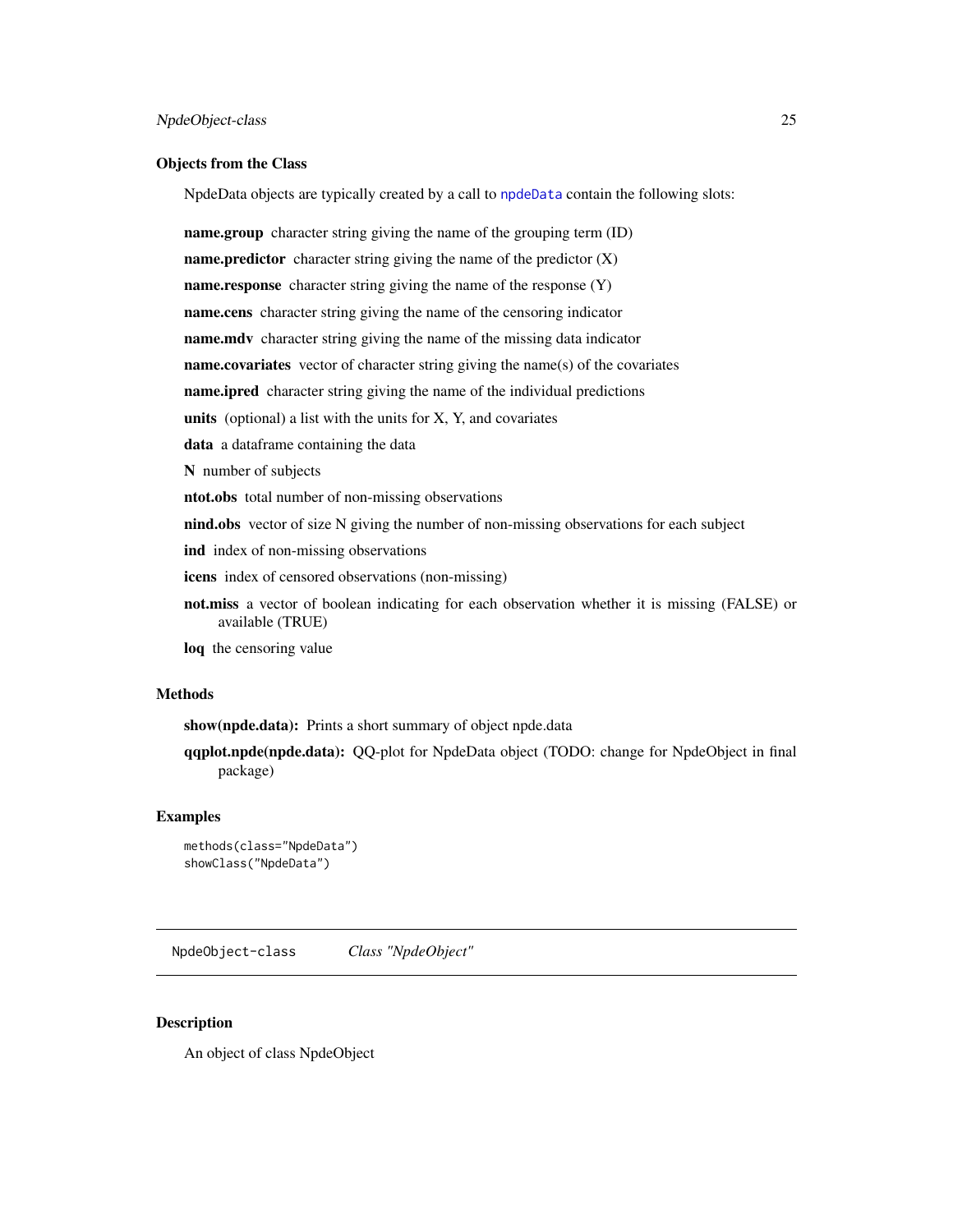### Objects from the Class

NpdeData objects are typically created by a call to `npdeData` contain the following slots:

**name.group** character string giving the name of the grouping term (ID)

**name.predictor** character string giving the name of the predictor (X)

**name.response** character string giving the name of the response (Y)

**name.cens** character string giving the name of the censoring indicator

**name.mdv** character string giving the name of the missing data indicator

**name.covariates** vector of character string giving the name(s) of the covariates

**name.ipred** character string giving the name of the individual predictions

**units** (optional) a list with the units for X, Y, and covariates

**data** a dataframe containing the data

**N** number of subjects

**ntot.obs** total number of non-missing observations

**nind.obs** vector of size N giving the number of non-missing observations for each subject

**ind** index of non-missing observations

**icens** index of censored observations (non-missing)

**not.miss** a vector of boolean indicating for each observation whether it is missing (FALSE) or available (TRUE)

**loq** the censoring value

### Methods

**show(npde.data):** Prints a short summary of object npde.data

**qqplot.npde(npde.data):** QQ-plot for NpdeData object (TODO: change for NpdeObject in final package)

### Examples

```
methods(class="NpdeData")
showClass("NpdeData")
```

---

## NpdeObject-class *Class "NpdeObject"*

---

### Description

An object of class NpdeObject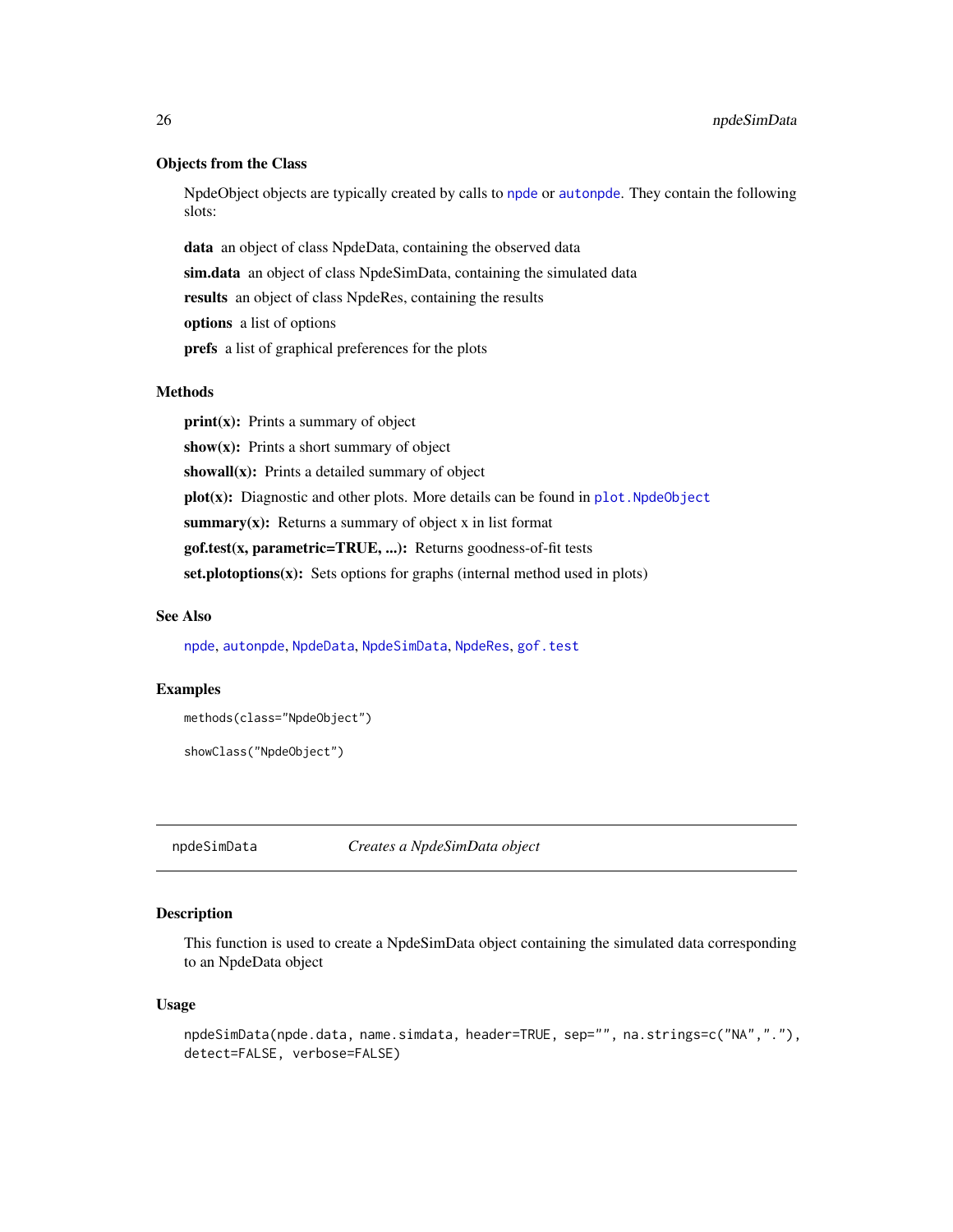### Objects from the Class

NpdeObject objects are typically created by calls to `npde` or `autonpde`. They contain the following slots:

**data** an object of class NpdeData, containing the observed data

**sim.data** an object of class NpdeSimData, containing the simulated data

**results** an object of class NpdeRes, containing the results

**options** a list of options

**prefs** a list of graphical preferences for the plots

### Methods

**print(x):** Prints a summary of object

**show(x):** Prints a short summary of object

**showall(x):** Prints a detailed summary of object

**plot(x):** Diagnostic and other plots. More details can be found in `plot.NpdeObject`

**summary(x):** Returns a summary of object x in list format

**gof.test(x, parametric=TRUE, ...):** Returns goodness-of-fit tests

**set.plotoptions(x):** Sets options for graphs (internal method used in plots)

### See Also

`npde`, `autonpde`, `NpdeData`, `NpdeSimData`, `NpdeRes`, `gof.test`

### Examples

```
methods(class="NpdeObject")

showClass("NpdeObject")
```

---

## npdeSimData &nbsp;&nbsp;&nbsp;&nbsp; *Creates a NpdeSimData object*

---

### Description

This function is used to create a NpdeSimData object containing the simulated data corresponding to an NpdeData object

### Usage

```
npdeSimData(npde.data, name.simdata, header=TRUE, sep="", na.strings=c("NA","."),
detect=FALSE, verbose=FALSE)
```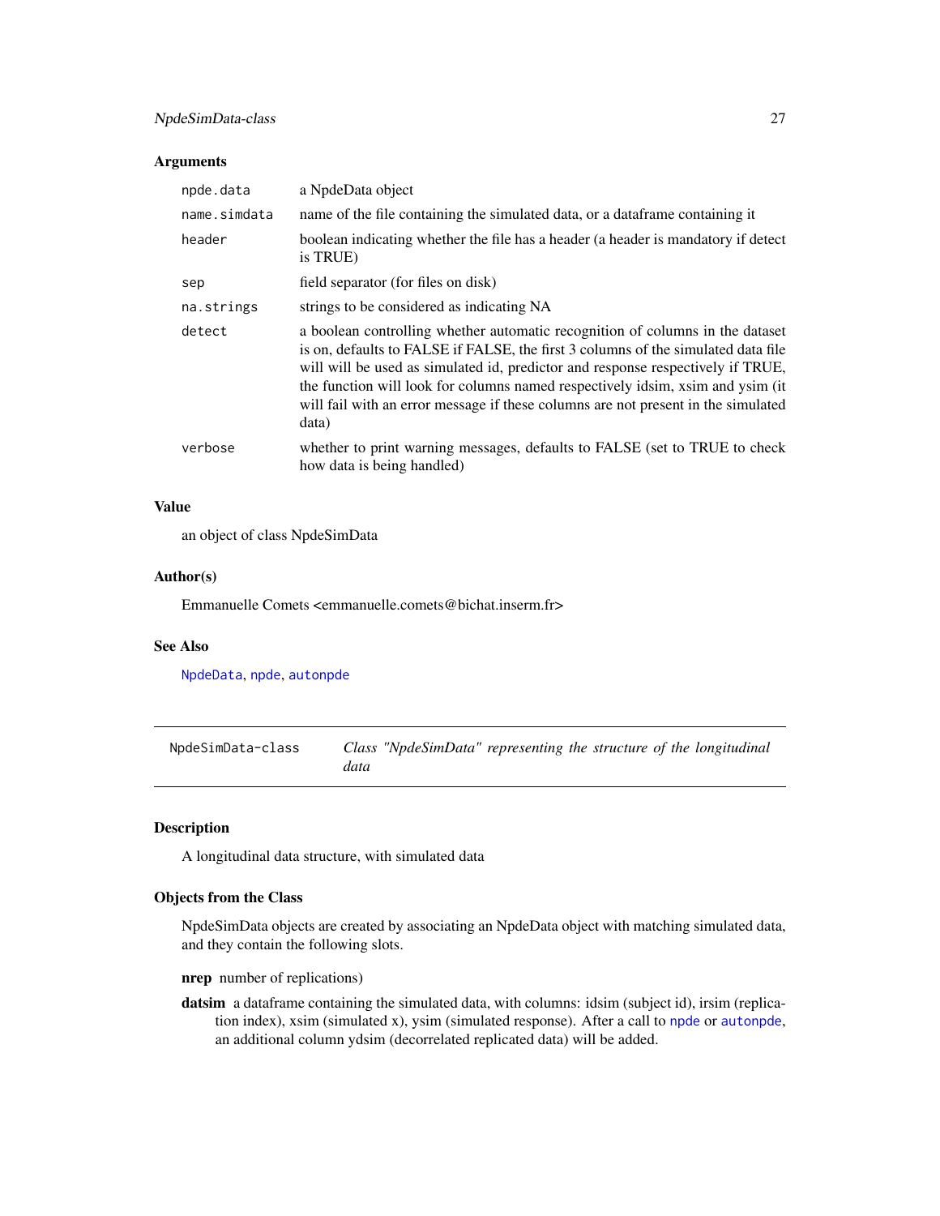### Arguments

| | |
|---|---|
| `npde.data` | a NpdeData object |
| `name.simdata` | name of the file containing the simulated data, or a dataframe containing it |
| `header` | boolean indicating whether the file has a header (a header is mandatory if detect is TRUE) |
| `sep` | field separator (for files on disk) |
| `na.strings` | strings to be considered as indicating NA |
| `detect` | a boolean controlling whether automatic recognition of columns in the dataset is on, defaults to FALSE if FALSE, the first 3 columns of the simulated data file will will be used as simulated id, predictor and response respectively if TRUE, the function will look for columns named respectively idsim, xsim and ysim (it will fail with an error message if these columns are not present in the simulated data) |
| `verbose` | whether to print warning messages, defaults to FALSE (set to TRUE to check how data is being handled) |

### Value

an object of class NpdeSimData

### Author(s)

Emmanuelle Comets <emmanuelle.comets@bichat.inserm.fr>

### See Also

`NpdeData`, `npde`, `autonpde`

---

## NpdeSimData-class — *Class "NpdeSimData" representing the structure of the longitudinal data*

---

### Description

A longitudinal data structure, with simulated data

### Objects from the Class

NpdeSimData objects are created by associating an NpdeData object with matching simulated data, and they contain the following slots.

**nrep** number of replications)

**datsim** a dataframe containing the simulated data, with columns: idsim (subject id), irsim (replication index), xsim (simulated x), ysim (simulated response). After a call to `npde` or `autonpde`, an additional column ydsim (decorrelated replicated data) will be added.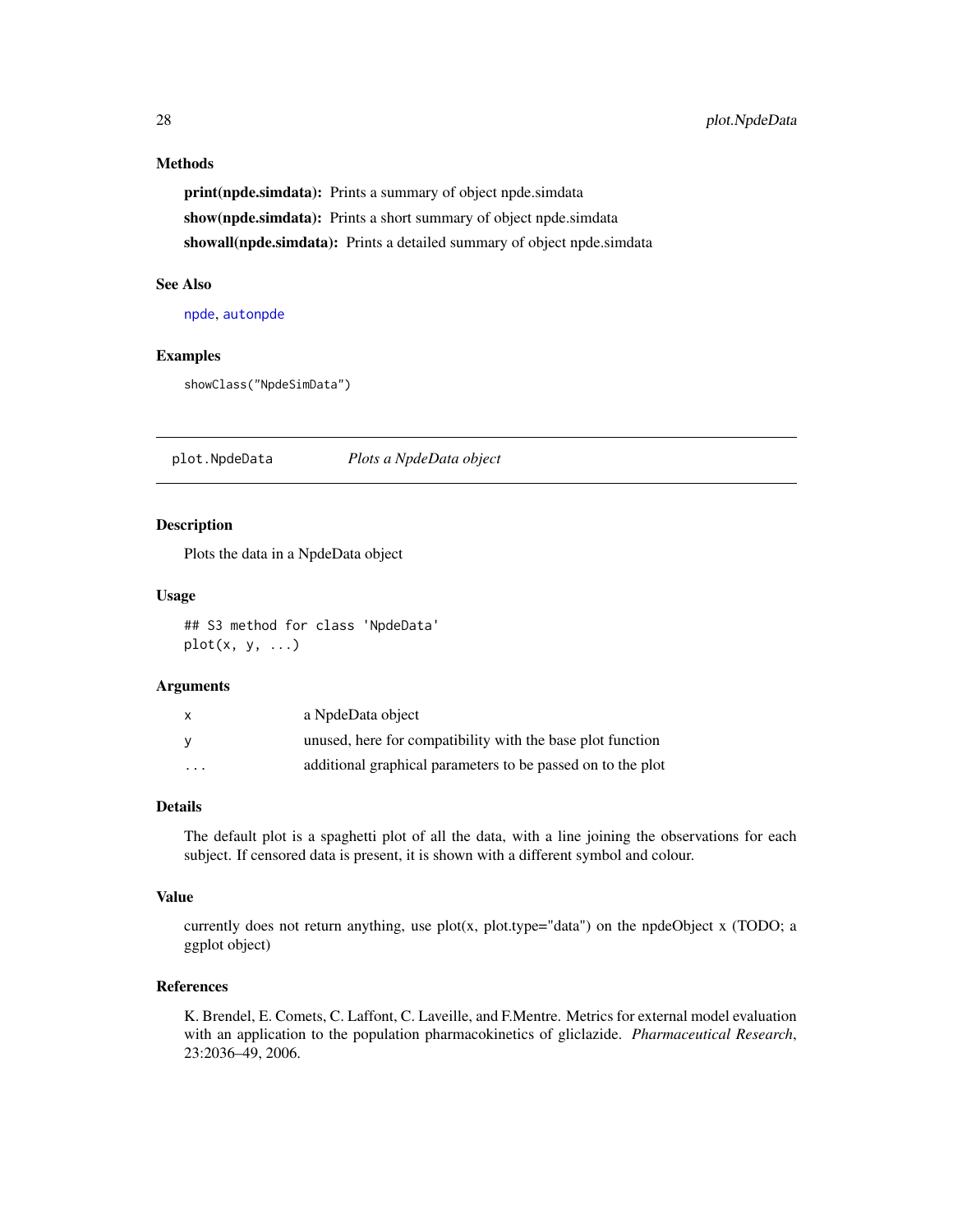### Methods

**print(npde.simdata):** Prints a summary of object npde.simdata

**show(npde.simdata):** Prints a short summary of object npde.simdata

**showall(npde.simdata):** Prints a detailed summary of object npde.simdata

### See Also

npde, autonpde

### Examples

```
showClass("NpdeSimData")
```

---

## plot.NpdeData — *Plots a NpdeData object*

---

### Description

Plots the data in a NpdeData object

### Usage

```
## S3 method for class 'NpdeData'
plot(x, y, ...)
```

### Arguments

| | |
|---|---|
| x | a NpdeData object |
| y | unused, here for compatibility with the base plot function |
| ... | additional graphical parameters to be passed on to the plot |

### Details

The default plot is a spaghetti plot of all the data, with a line joining the observations for each subject. If censored data is present, it is shown with a different symbol and colour.

### Value

currently does not return anything, use plot(x, plot.type="data") on the npdeObject x (TODO; a ggplot object)

### References

K. Brendel, E. Comets, C. Laffont, C. Laveille, and F.Mentre. Metrics for external model evaluation with an application to the population pharmacokinetics of gliclazide. *Pharmaceutical Research*, 23:2036–49, 2006.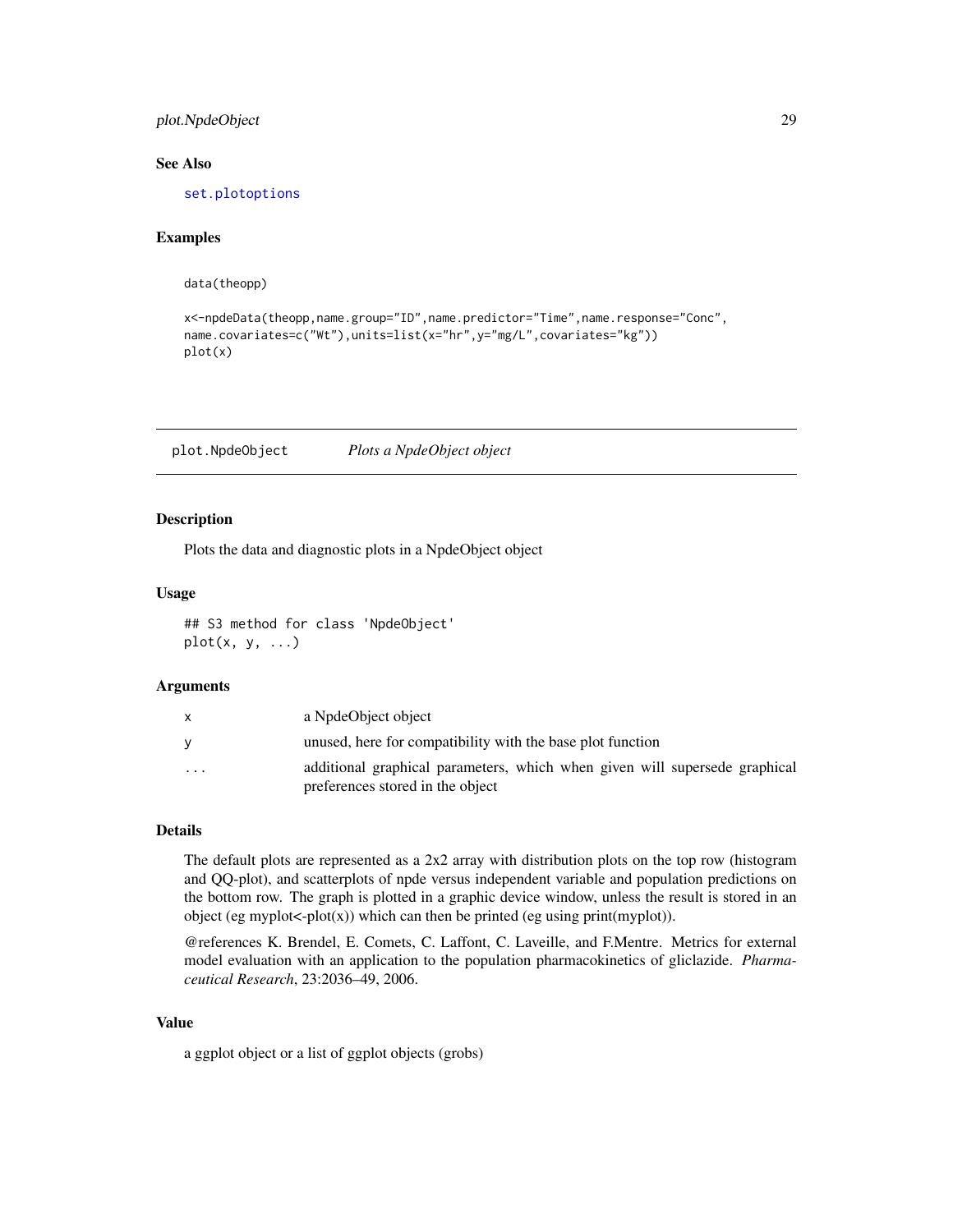### See Also

set.plotoptions

### Examples

```
data(theopp)

x<-npdeData(theopp,name.group="ID",name.predictor="Time",name.response="Conc",
name.covariates=c("Wt"),units=list(x="hr",y="mg/L",covariates="kg"))
plot(x)
```

---

## plot.NpdeObject *Plots a NpdeObject object*

### Description

Plots the data and diagnostic plots in a NpdeObject object

### Usage

```
## S3 method for class 'NpdeObject'
plot(x, y, ...)
```

### Arguments

| | |
|---|---|
| x | a NpdeObject object |
| y | unused, here for compatibility with the base plot function |
| ... | additional graphical parameters, which when given will supersede graphical preferences stored in the object |

### Details

The default plots are represented as a 2x2 array with distribution plots on the top row (histogram and QQ-plot), and scatterplots of npde versus independent variable and population predictions on the bottom row. The graph is plotted in a graphic device window, unless the result is stored in an object (eg myplot<-plot(x)) which can then be printed (eg using print(myplot)).

@references K. Brendel, E. Comets, C. Laffont, C. Laveille, and F.Mentre. Metrics for external model evaluation with an application to the population pharmacokinetics of gliclazide. *Pharmaceutical Research*, 23:2036–49, 2006.

### Value

a ggplot object or a list of ggplot objects (grobs)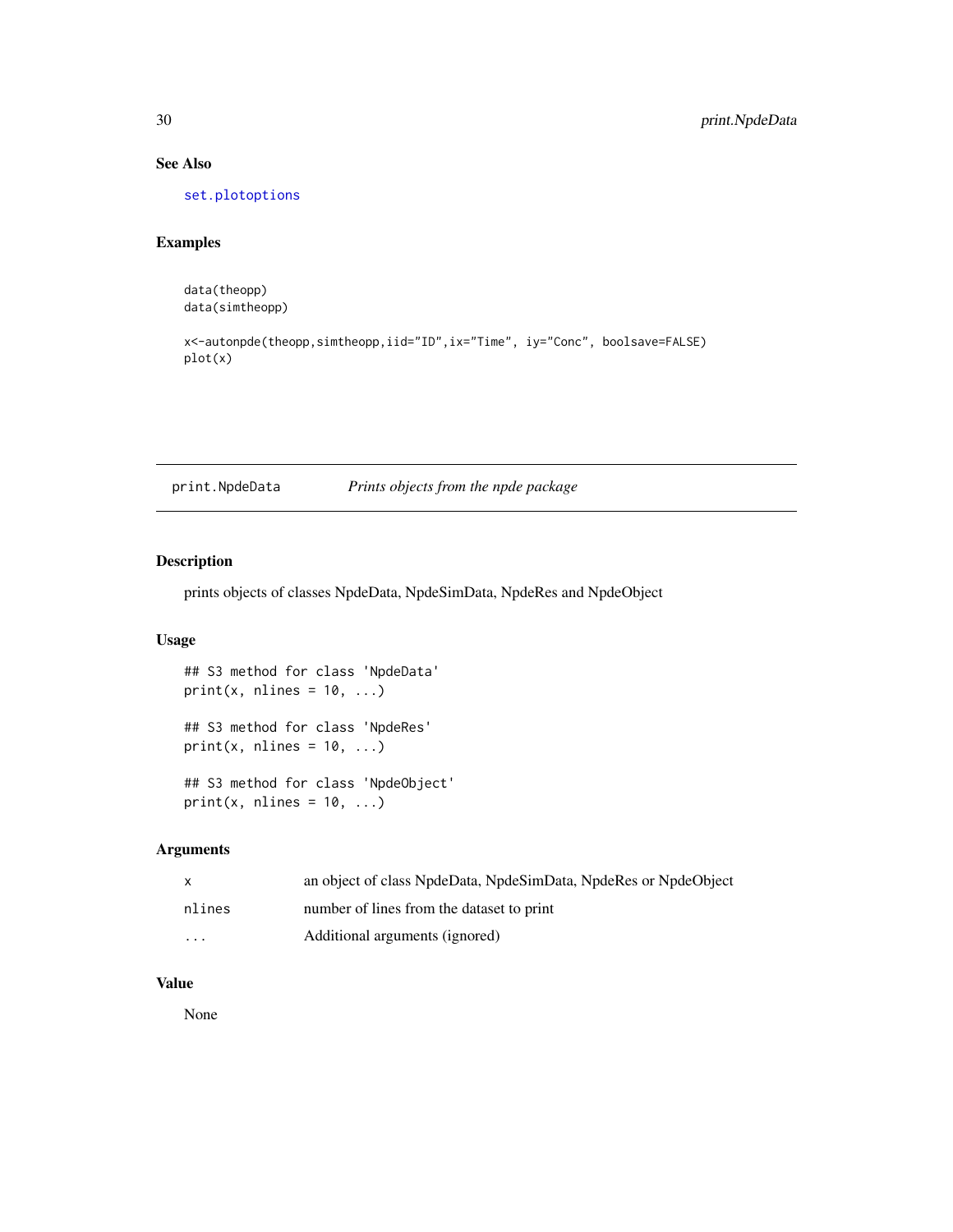### See Also

set.plotoptions

### Examples

```
data(theopp)
data(simtheopp)

x<-autonpde(theopp,simtheopp,iid="ID",ix="Time", iy="Conc", boolsave=FALSE)
plot(x)
```

---

## print.NpdeData — *Prints objects from the npde package*

### Description

prints objects of classes NpdeData, NpdeSimData, NpdeRes and NpdeObject

### Usage

```
## S3 method for class 'NpdeData'
print(x, nlines = 10, ...)

## S3 method for class 'NpdeRes'
print(x, nlines = 10, ...)

## S3 method for class 'NpdeObject'
print(x, nlines = 10, ...)
```

### Arguments

| | |
|---|---|
| x | an object of class NpdeData, NpdeSimData, NpdeRes or NpdeObject |
| nlines | number of lines from the dataset to print |
| ... | Additional arguments (ignored) |

### Value

None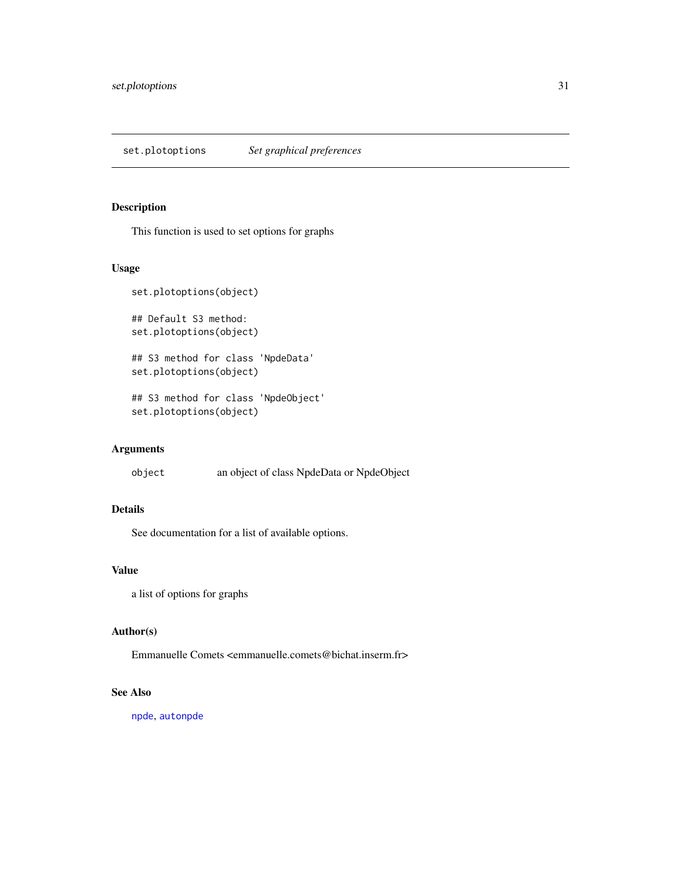## set.plotoptions *Set graphical preferences*

### Description

This function is used to set options for graphs

### Usage

```
set.plotoptions(object)

## Default S3 method:
set.plotoptions(object)

## S3 method for class 'NpdeData'
set.plotoptions(object)

## S3 method for class 'NpdeObject'
set.plotoptions(object)
```

### Arguments

| | |
|---|---|
| `object` | an object of class NpdeData or NpdeObject |

### Details

See documentation for a list of available options.

### Value

a list of options for graphs

### Author(s)

Emmanuelle Comets <emmanuelle.comets@bichat.inserm.fr>

### See Also

`npde`, `autonpde`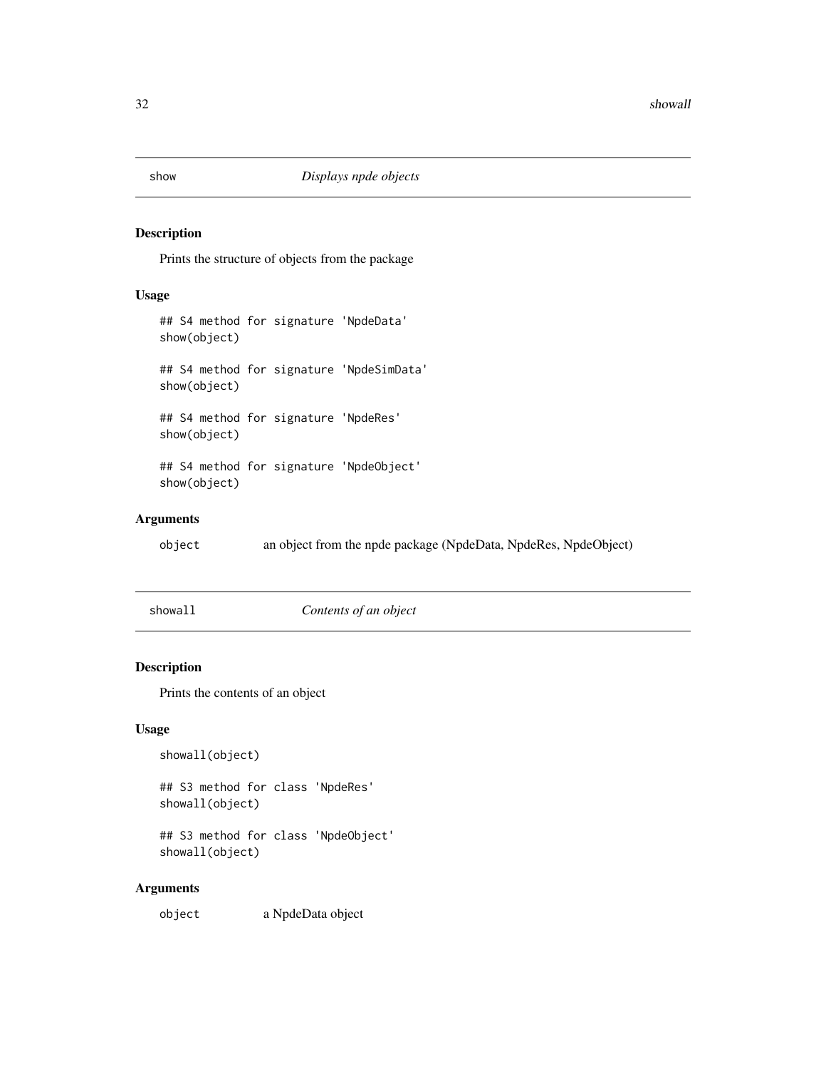## show — *Displays npde objects*

### Description

Prints the structure of objects from the package

### Usage

```
## S4 method for signature 'NpdeData'
show(object)

## S4 method for signature 'NpdeSimData'
show(object)

## S4 method for signature 'NpdeRes'
show(object)

## S4 method for signature 'NpdeObject'
show(object)
```

### Arguments

| | |
|---|---|
| `object` | an object from the npde package (NpdeData, NpdeRes, NpdeObject) |

## showall — *Contents of an object*

### Description

Prints the contents of an object

### Usage

```
showall(object)

## S3 method for class 'NpdeRes'
showall(object)

## S3 method for class 'NpdeObject'
showall(object)
```

### Arguments

| | |
|---|---|
| `object` | a NpdeData object |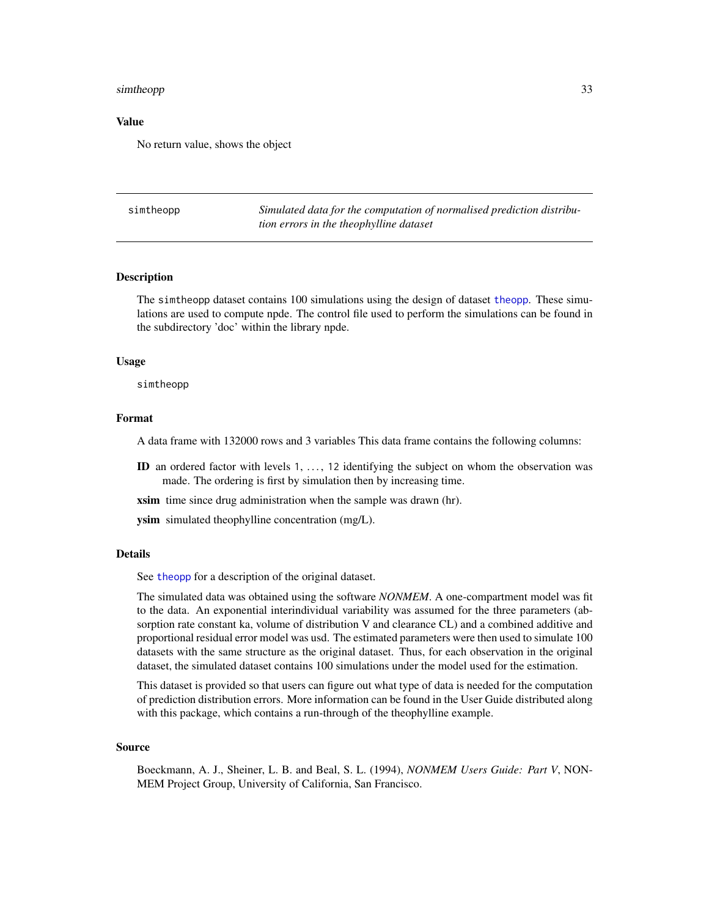## Value

No return value, shows the object

---

## simtheopp — *Simulated data for the computation of normalised prediction distribution errors in the theophylline dataset*

### Description

The simtheopp dataset contains 100 simulations using the design of dataset theopp. These simulations are used to compute npde. The control file used to perform the simulations can be found in the subdirectory 'doc' within the library npde.

### Usage

```
simtheopp
```

### Format

A data frame with 132000 rows and 3 variables This data frame contains the following columns:

**ID** an ordered factor with levels 1, ..., 12 identifying the subject on whom the observation was made. The ordering is first by simulation then by increasing time.

**xsim** time since drug administration when the sample was drawn (hr).

**ysim** simulated theophylline concentration (mg/L).

### Details

See theopp for a description of the original dataset.

The simulated data was obtained using the software *NONMEM*. A one-compartment model was fit to the data. An exponential interindividual variability was assumed for the three parameters (absorption rate constant ka, volume of distribution V and clearance CL) and a combined additive and proportional residual error model was usd. The estimated parameters were then used to simulate 100 datasets with the same structure as the original dataset. Thus, for each observation in the original dataset, the simulated dataset contains 100 simulations under the model used for the estimation.

This dataset is provided so that users can figure out what type of data is needed for the computation of prediction distribution errors. More information can be found in the User Guide distributed along with this package, which contains a run-through of the theophylline example.

### Source

Boeckmann, A. J., Sheiner, L. B. and Beal, S. L. (1994), *NONMEM Users Guide: Part V*, NONMEM Project Group, University of California, San Francisco.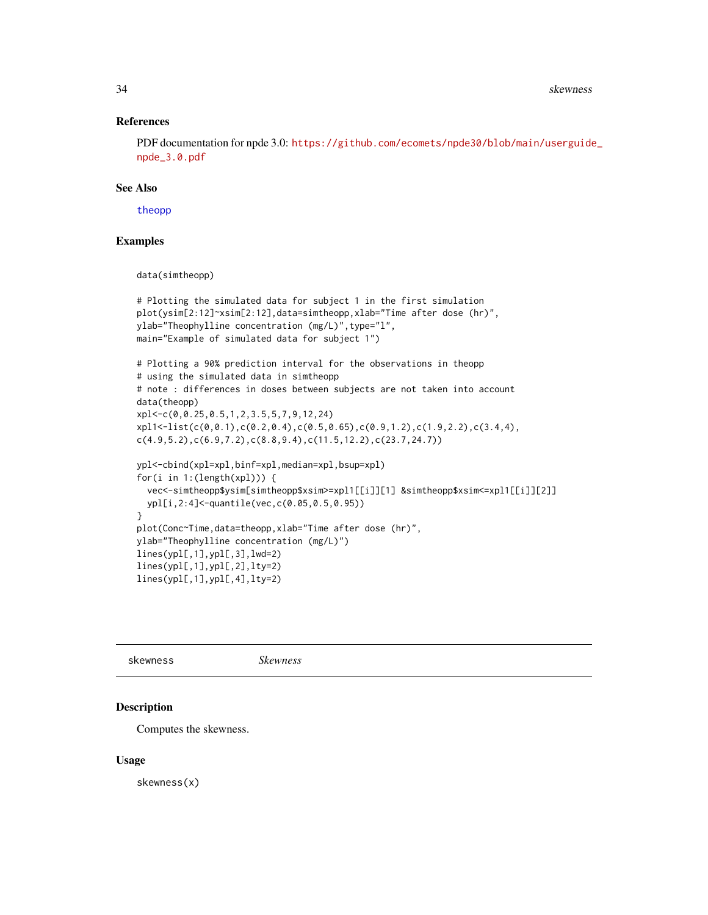### References

PDF documentation for npde 3.0: https://github.com/ecomets/npde30/blob/main/userguide_npde_3.0.pdf

### See Also

theopp

### Examples

```
data(simtheopp)

# Plotting the simulated data for subject 1 in the first simulation
plot(ysim[2:12]~xsim[2:12],data=simtheopp,xlab="Time after dose (hr)",
ylab="Theophylline concentration (mg/L)",type="l",
main="Example of simulated data for subject 1")

# Plotting a 90% prediction interval for the observations in theopp
# using the simulated data in simtheopp
# note : differences in doses between subjects are not taken into account
data(theopp)
xpl<-c(0,0.25,0.5,1,2,3.5,5,7,9,12,24)
xpl1<-list(c(0,0.1),c(0.2,0.4),c(0.5,0.65),c(0.9,1.2),c(1.9,2.2),c(3.4,4),
c(4.9,5.2),c(6.9,7.2),c(8.8,9.4),c(11.5,12.2),c(23.7,24.7))

ypl<-cbind(xpl=xpl,binf=xpl,median=xpl,bsup=xpl)
for(i in 1:(length(xpl))) {
  vec<-simtheopp$ysim[simtheopp$xsim>=xpl1[[i]][1] &simtheopp$xsim<=xpl1[[i]][2]]
  ypl[i,2:4]<-quantile(vec,c(0.05,0.5,0.95))
}
plot(Conc~Time,data=theopp,xlab="Time after dose (hr)",
ylab="Theophylline concentration (mg/L)")
lines(ypl[,1],ypl[,3],lwd=2)
lines(ypl[,1],ypl[,2],lty=2)
lines(ypl[,1],ypl[,4],lty=2)
```

---

## skewness — *Skewness*

### Description

Computes the skewness.

### Usage

```
skewness(x)
```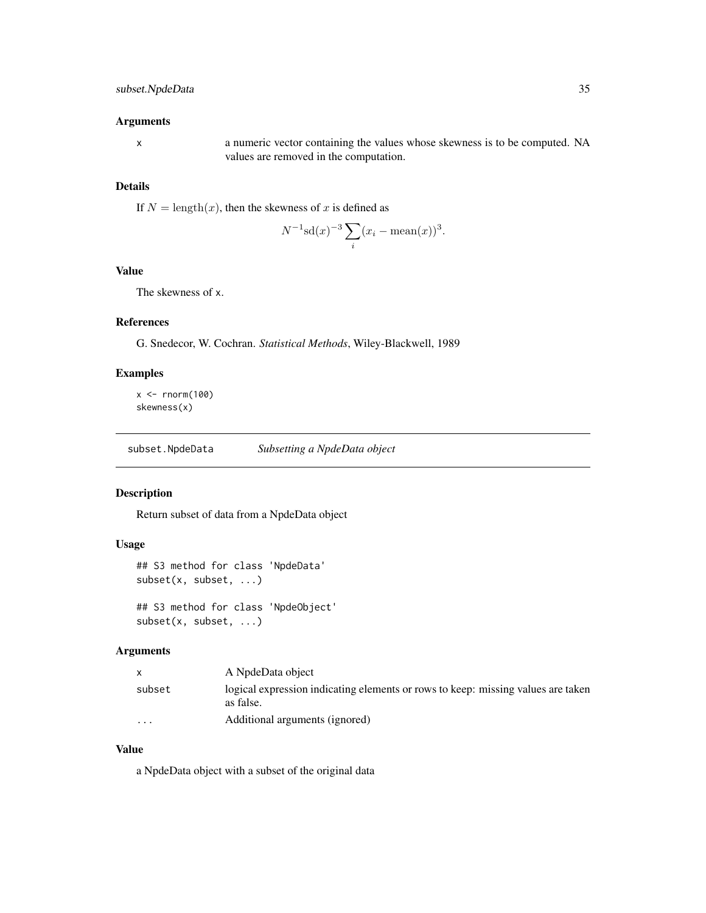### Arguments

| | |
|---|---|
| x | a numeric vector containing the values whose skewness is to be computed. NA values are removed in the computation. |

### Details

If $N = \mathrm{length}(x)$, then the skewness of $x$ is defined as

$$N^{-1}\mathrm{sd}(x)^{-3}\sum_i (x_i - \mathrm{mean}(x))^3.$$

### Value

The skewness of x.

### References

G. Snedecor, W. Cochran. *Statistical Methods*, Wiley-Blackwell, 1989

### Examples

```
x <- rnorm(100)
skewness(x)
```

---

## subset.NpdeData — *Subsetting a NpdeData object*

### Description

Return subset of data from a NpdeData object

### Usage

```
## S3 method for class 'NpdeData'
subset(x, subset, ...)

## S3 method for class 'NpdeObject'
subset(x, subset, ...)
```

### Arguments

| | |
|---|---|
| x | A NpdeData object |
| subset | logical expression indicating elements or rows to keep: missing values are taken as false. |
| ... | Additional arguments (ignored) |

### Value

a NpdeData object with a subset of the original data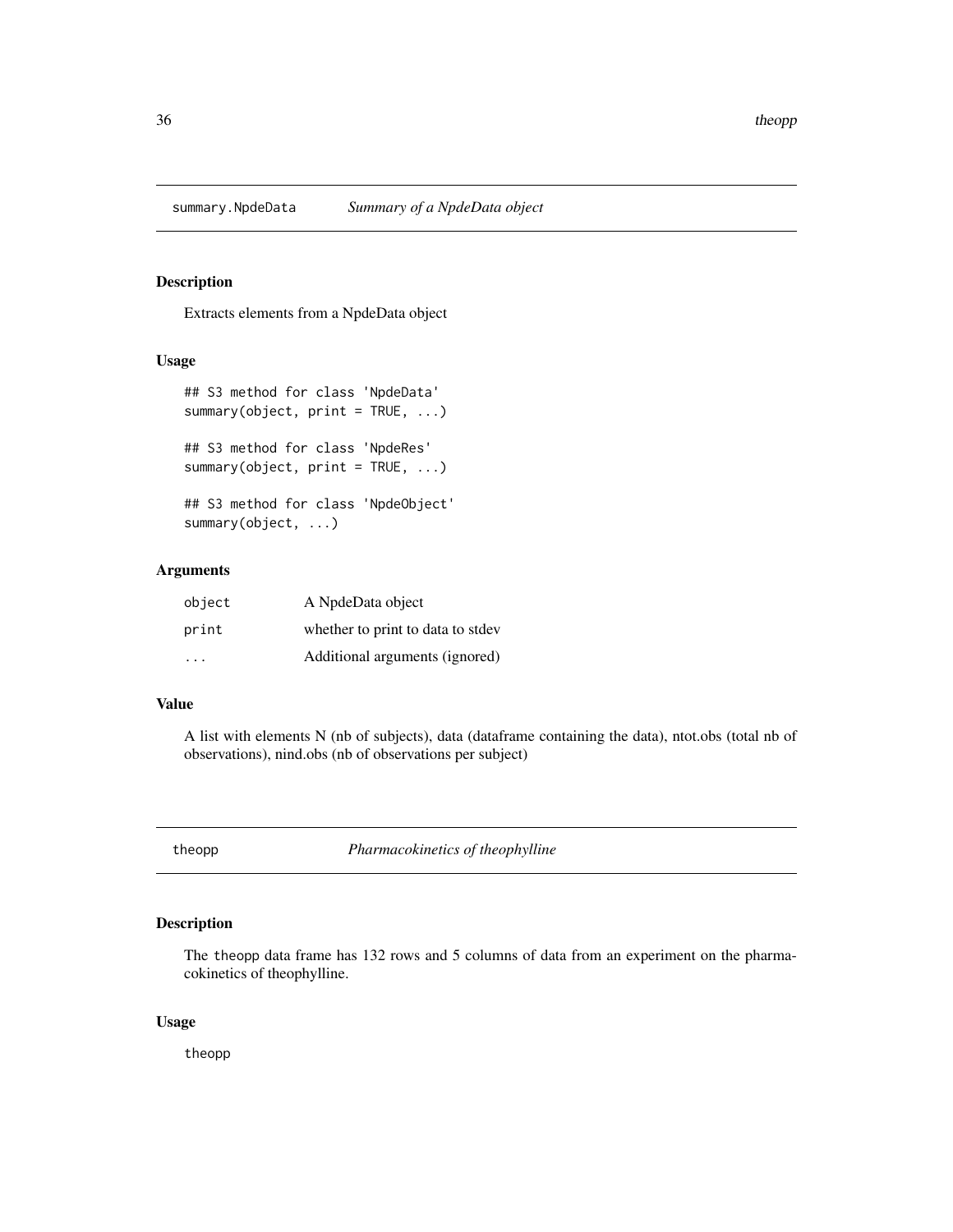## summary.NpdeData *Summary of a NpdeData object*

### Description

Extracts elements from a NpdeData object

### Usage

```
## S3 method for class 'NpdeData'
summary(object, print = TRUE, ...)

## S3 method for class 'NpdeRes'
summary(object, print = TRUE, ...)

## S3 method for class 'NpdeObject'
summary(object, ...)
```

### Arguments

| | |
|---|---|
| object | A NpdeData object |
| print | whether to print to data to stdev |
| ... | Additional arguments (ignored) |

### Value

A list with elements N (nb of subjects), data (dataframe containing the data), ntot.obs (total nb of observations), nind.obs (nb of observations per subject)

## theopp *Pharmacokinetics of theophylline*

### Description

The theopp data frame has 132 rows and 5 columns of data from an experiment on the pharmacokinetics of theophylline.

### Usage

```
theopp
```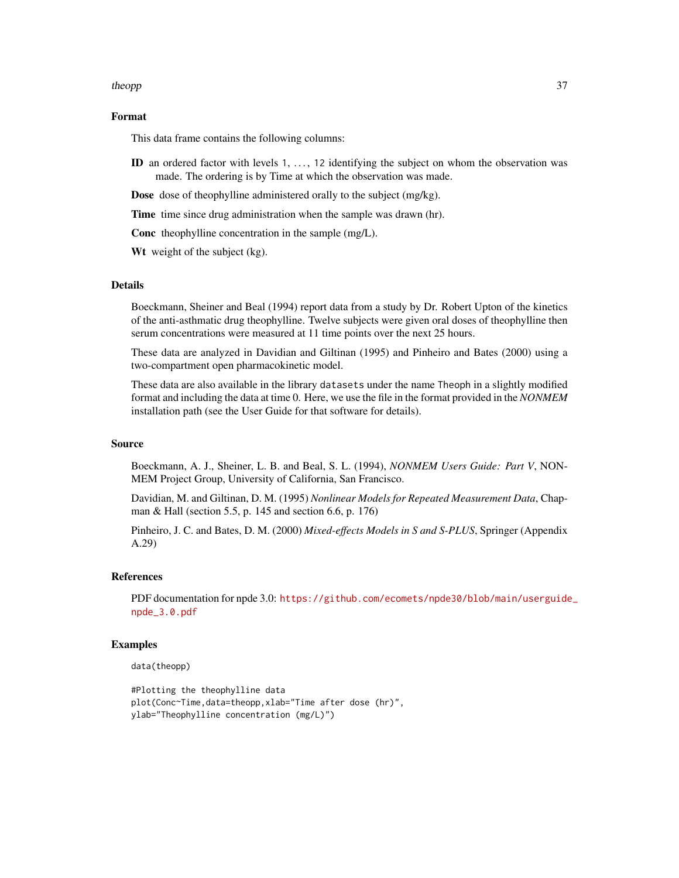### Format

This data frame contains the following columns:

**ID** an ordered factor with levels 1, ..., 12 identifying the subject on whom the observation was made. The ordering is by Time at which the observation was made.

**Dose** dose of theophylline administered orally to the subject (mg/kg).

**Time** time since drug administration when the sample was drawn (hr).

**Conc** theophylline concentration in the sample (mg/L).

**Wt** weight of the subject (kg).

### Details

Boeckmann, Sheiner and Beal (1994) report data from a study by Dr. Robert Upton of the kinetics of the anti-asthmatic drug theophylline. Twelve subjects were given oral doses of theophylline then serum concentrations were measured at 11 time points over the next 25 hours.

These data are analyzed in Davidian and Giltinan (1995) and Pinheiro and Bates (2000) using a two-compartment open pharmacokinetic model.

These data are also available in the library `datasets` under the name `Theoph` in a slightly modified format and including the data at time 0. Here, we use the file in the format provided in the *NONMEM* installation path (see the User Guide for that software for details).

### Source

Boeckmann, A. J., Sheiner, L. B. and Beal, S. L. (1994), *NONMEM Users Guide: Part V*, NONMEM Project Group, University of California, San Francisco.

Davidian, M. and Giltinan, D. M. (1995) *Nonlinear Models for Repeated Measurement Data*, Chapman & Hall (section 5.5, p. 145 and section 6.6, p. 176)

Pinheiro, J. C. and Bates, D. M. (2000) *Mixed-effects Models in S and S-PLUS*, Springer (Appendix A.29)

### References

PDF documentation for npde 3.0: https://github.com/ecomets/npde30/blob/main/userguide_npde_3.0.pdf

### Examples

```
data(theopp)

#Plotting the theophylline data
plot(Conc~Time,data=theopp,xlab="Time after dose (hr)",
ylab="Theophylline concentration (mg/L)")
```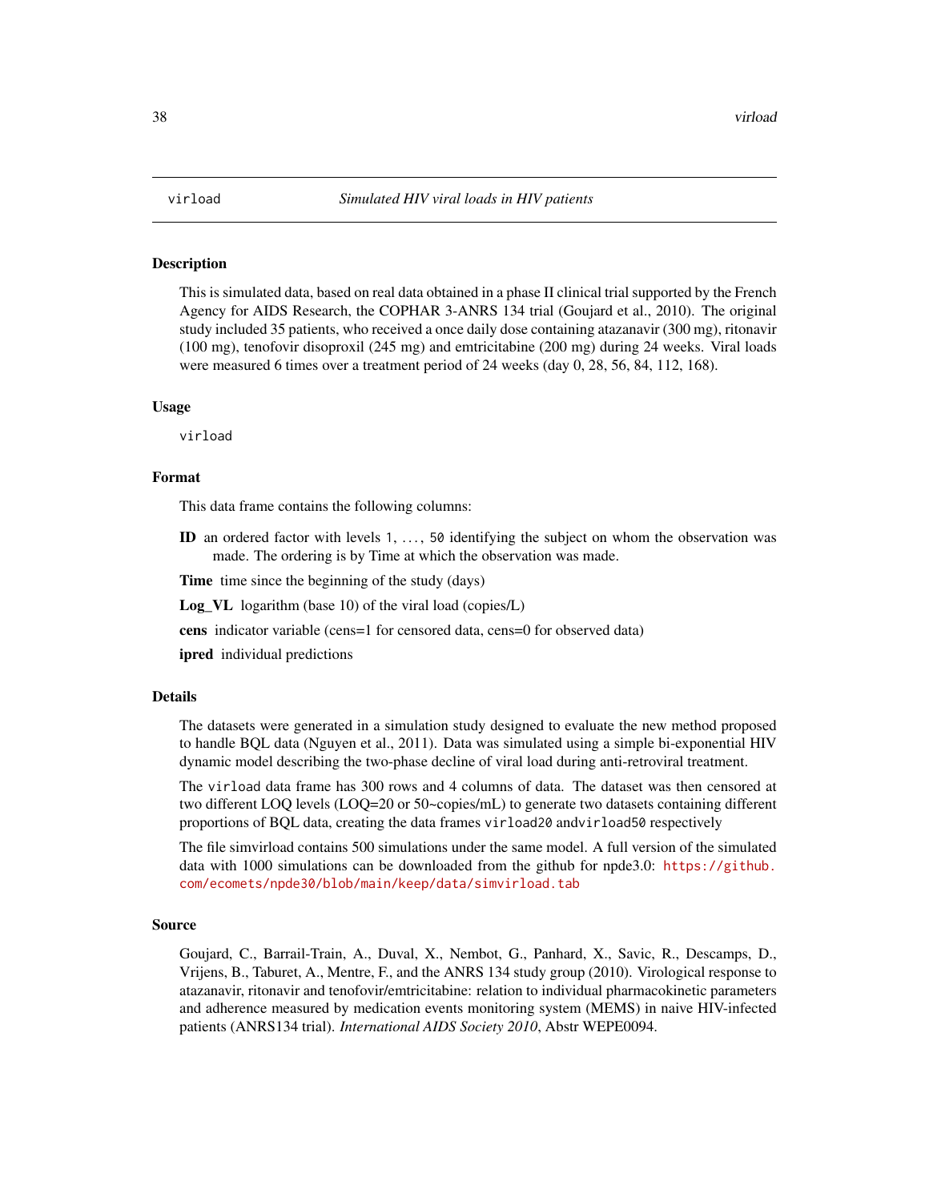virload *Simulated HIV viral loads in HIV patients*

## Description

This is simulated data, based on real data obtained in a phase II clinical trial supported by the French Agency for AIDS Research, the COPHAR 3-ANRS 134 trial (Goujard et al., 2010). The original study included 35 patients, who received a once daily dose containing atazanavir (300 mg), ritonavir (100 mg), tenofovir disoproxil (245 mg) and emtricitabine (200 mg) during 24 weeks. Viral loads were measured 6 times over a treatment period of 24 weeks (day 0, 28, 56, 84, 112, 168).

## Usage

```
virload
```

## Format

This data frame contains the following columns:

**ID** an ordered factor with levels `1, ..., 50` identifying the subject on whom the observation was made. The ordering is by Time at which the observation was made.

**Time** time since the beginning of the study (days)

**Log_VL** logarithm (base 10) of the viral load (copies/L)

**cens** indicator variable (cens=1 for censored data, cens=0 for observed data)

**ipred** individual predictions

## Details

The datasets were generated in a simulation study designed to evaluate the new method proposed to handle BQL data (Nguyen et al., 2011). Data was simulated using a simple bi-exponential HIV dynamic model describing the two-phase decline of viral load during anti-retroviral treatment.

The `virload` data frame has 300 rows and 4 columns of data. The dataset was then censored at two different LOQ levels (LOQ=20 or 50~copies/mL) to generate two datasets containing different proportions of BQL data, creating the data frames `virload20` and`virload50` respectively

The file simvirload contains 500 simulations under the same model. A full version of the simulated data with 1000 simulations can be downloaded from the github for npde3.0: https://github.com/ecomets/npde30/blob/main/keep/data/simvirload.tab

## Source

Goujard, C., Barrail-Train, A., Duval, X., Nembot, G., Panhard, X., Savic, R., Descamps, D., Vrijens, B., Taburet, A., Mentre, F., and the ANRS 134 study group (2010). Virological response to atazanavir, ritonavir and tenofovir/emtricitabine: relation to individual pharmacokinetic parameters and adherence measured by medication events monitoring system (MEMS) in naive HIV-infected patients (ANRS134 trial). *International AIDS Society 2010*, Abstr WEPE0094.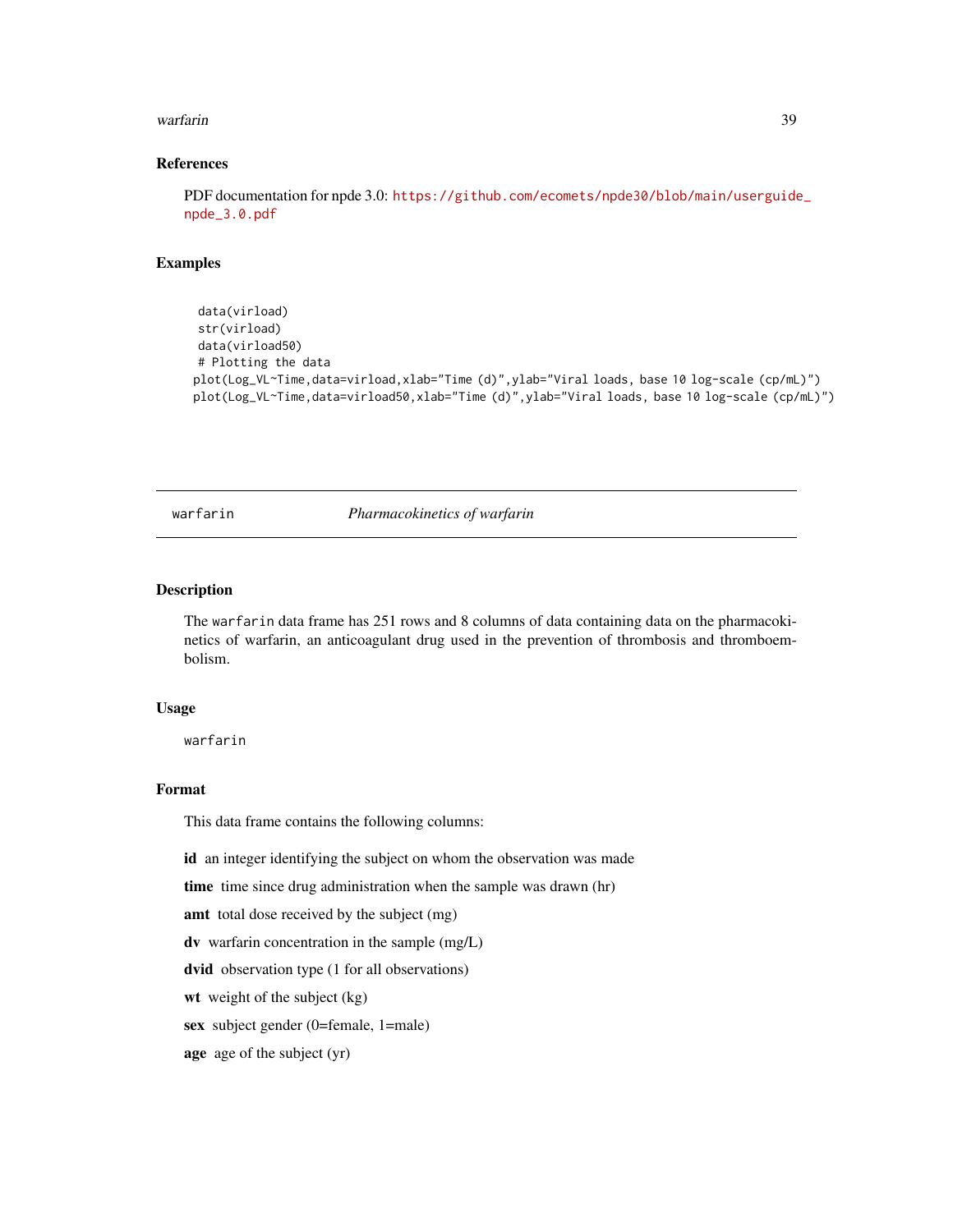### References

PDF documentation for npde 3.0: https://github.com/ecomets/npde30/blob/main/userguide_npde_3.0.pdf

### Examples

```
 data(virload)
 str(virload)
 data(virload50)
 # Plotting the data
plot(Log_VL~Time,data=virload,xlab="Time (d)",ylab="Viral loads, base 10 log-scale (cp/mL)")
plot(Log_VL~Time,data=virload50,xlab="Time (d)",ylab="Viral loads, base 10 log-scale (cp/mL)")
```

---

## warfarin — *Pharmacokinetics of warfarin*

### Description

The `warfarin` data frame has 251 rows and 8 columns of data containing data on the pharmacokinetics of warfarin, an anticoagulant drug used in the prevention of thrombosis and thromboembolism.

### Usage

```
warfarin
```

### Format

This data frame contains the following columns:

- **id** an integer identifying the subject on whom the observation was made
- **time** time since drug administration when the sample was drawn (hr)
- **amt** total dose received by the subject (mg)
- **dv** warfarin concentration in the sample (mg/L)
- **dvid** observation type (1 for all observations)
- **wt** weight of the subject (kg)
- **sex** subject gender (0=female, 1=male)
- **age** age of the subject (yr)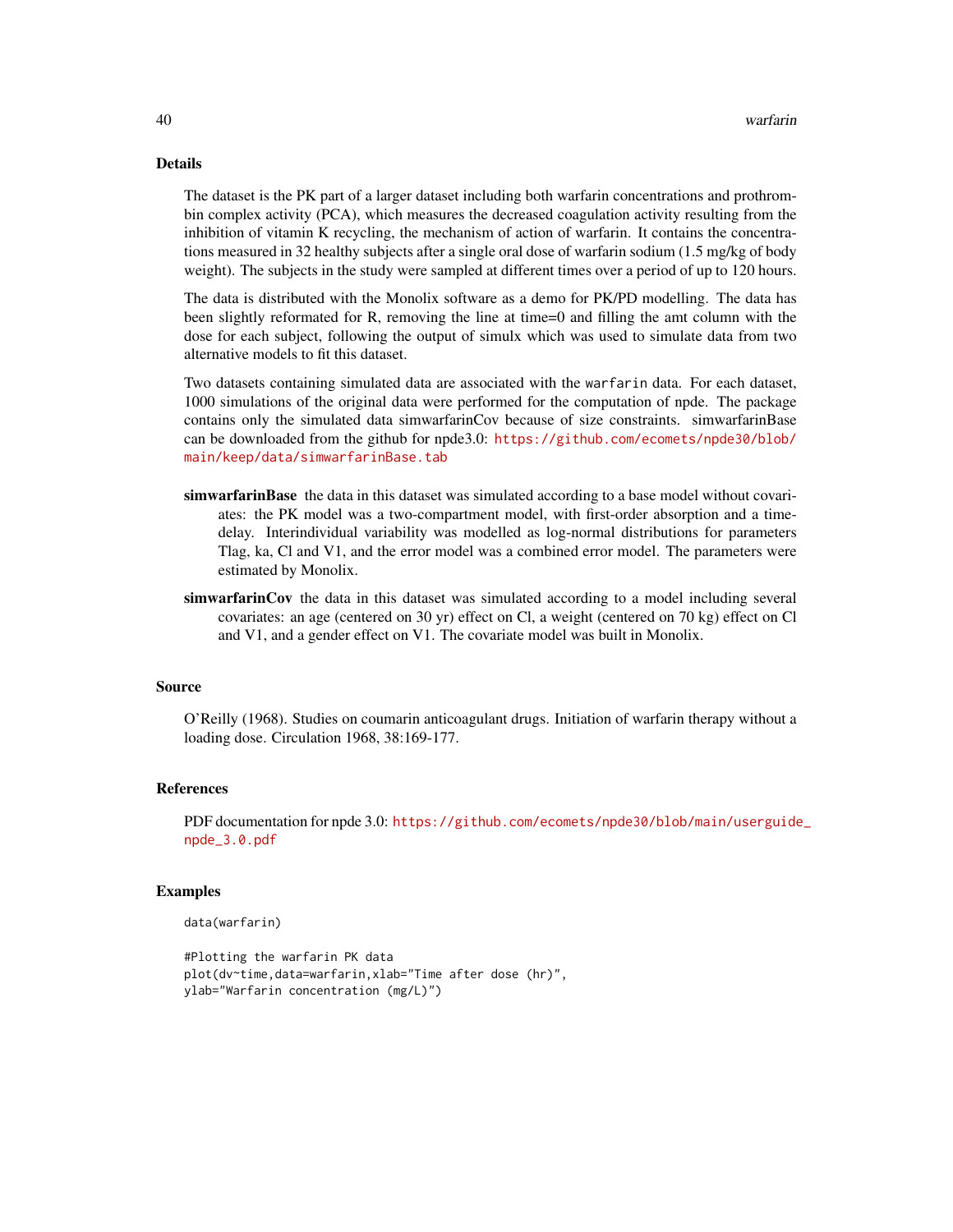### Details

The dataset is the PK part of a larger dataset including both warfarin concentrations and prothrombin complex activity (PCA), which measures the decreased coagulation activity resulting from the inhibition of vitamin K recycling, the mechanism of action of warfarin. It contains the concentrations measured in 32 healthy subjects after a single oral dose of warfarin sodium (1.5 mg/kg of body weight). The subjects in the study were sampled at different times over a period of up to 120 hours.

The data is distributed with the Monolix software as a demo for PK/PD modelling. The data has been slightly reformated for R, removing the line at time=0 and filling the amt column with the dose for each subject, following the output of simulx which was used to simulate data from two alternative models to fit this dataset.

Two datasets containing simulated data are associated with the `warfarin` data. For each dataset, 1000 simulations of the original data were performed for the computation of npde. The package contains only the simulated data simwarfarinCov because of size constraints. simwarfarinBase can be downloaded from the github for npde3.0: https://github.com/ecomets/npde30/blob/main/keep/data/simwarfarinBase.tab

- **simwarfarinBase** the data in this dataset was simulated according to a base model without covariates: the PK model was a two-compartment model, with first-order absorption and a time-delay. Interindividual variability was modelled as log-normal distributions for parameters Tlag, ka, Cl and V1, and the error model was a combined error model. The parameters were estimated by Monolix.
- **simwarfarinCov** the data in this dataset was simulated according to a model including several covariates: an age (centered on 30 yr) effect on Cl, a weight (centered on 70 kg) effect on Cl and V1, and a gender effect on V1. The covariate model was built in Monolix.

### Source

O'Reilly (1968). Studies on coumarin anticoagulant drugs. Initiation of warfarin therapy without a loading dose. Circulation 1968, 38:169-177.

### References

PDF documentation for npde 3.0: https://github.com/ecomets/npde30/blob/main/userguide_npde_3.0.pdf

### Examples

```
data(warfarin)

#Plotting the warfarin PK data
plot(dv~time,data=warfarin,xlab="Time after dose (hr)",
ylab="Warfarin concentration (mg/L)")
```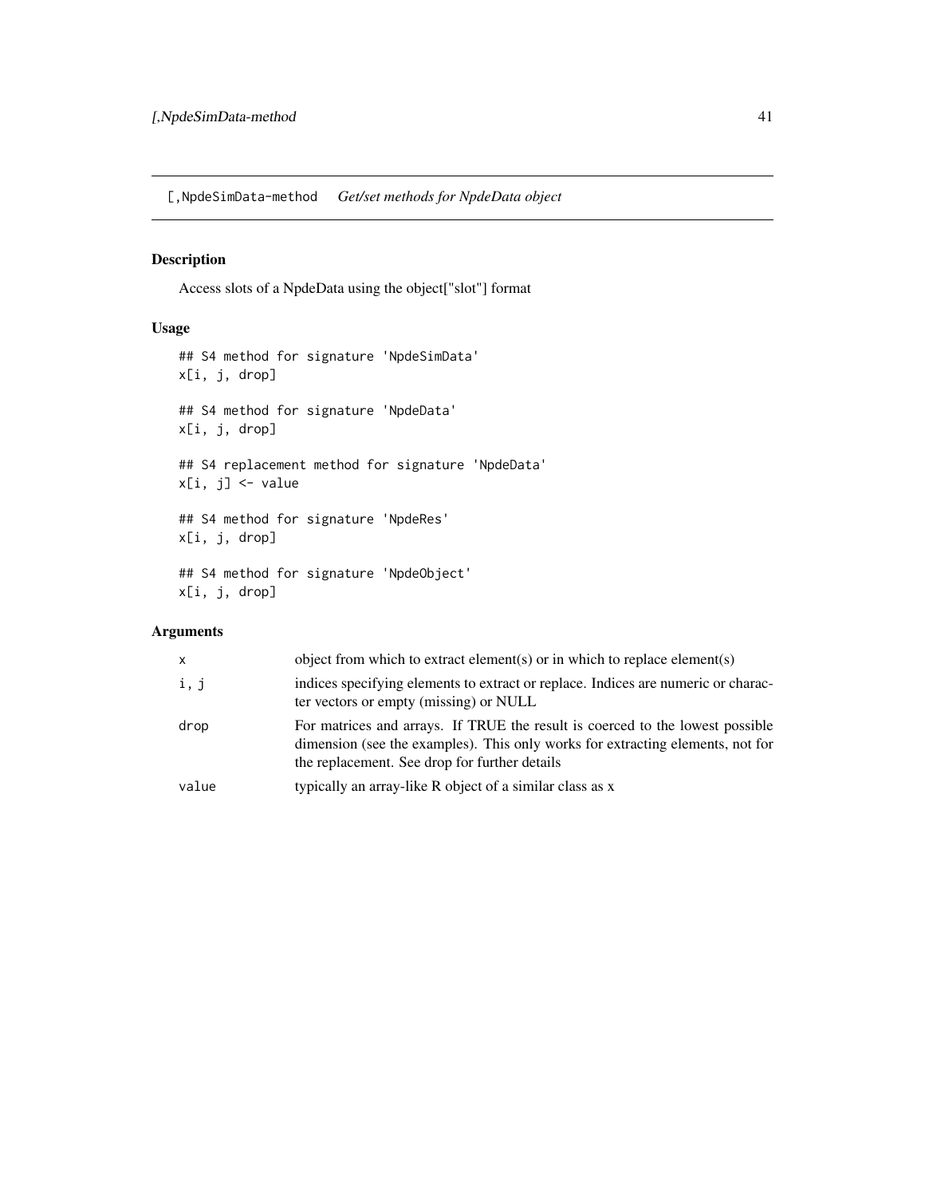## [,NpdeSimData-method *Get/set methods for NpdeData object*

### Description

Access slots of a NpdeData using the object["slot"] format

### Usage

```
## S4 method for signature 'NpdeSimData'
x[i, j, drop]

## S4 method for signature 'NpdeData'
x[i, j, drop]

## S4 replacement method for signature 'NpdeData'
x[i, j] <- value

## S4 method for signature 'NpdeRes'
x[i, j, drop]

## S4 method for signature 'NpdeObject'
x[i, j, drop]
```

### Arguments

| | |
|---|---|
| x | object from which to extract element(s) or in which to replace element(s) |
| i, j | indices specifying elements to extract or replace. Indices are numeric or character vectors or empty (missing) or NULL |
| drop | For matrices and arrays. If TRUE the result is coerced to the lowest possible dimension (see the examples). This only works for extracting elements, not for the replacement. See drop for further details |
| value | typically an array-like R object of a similar class as x |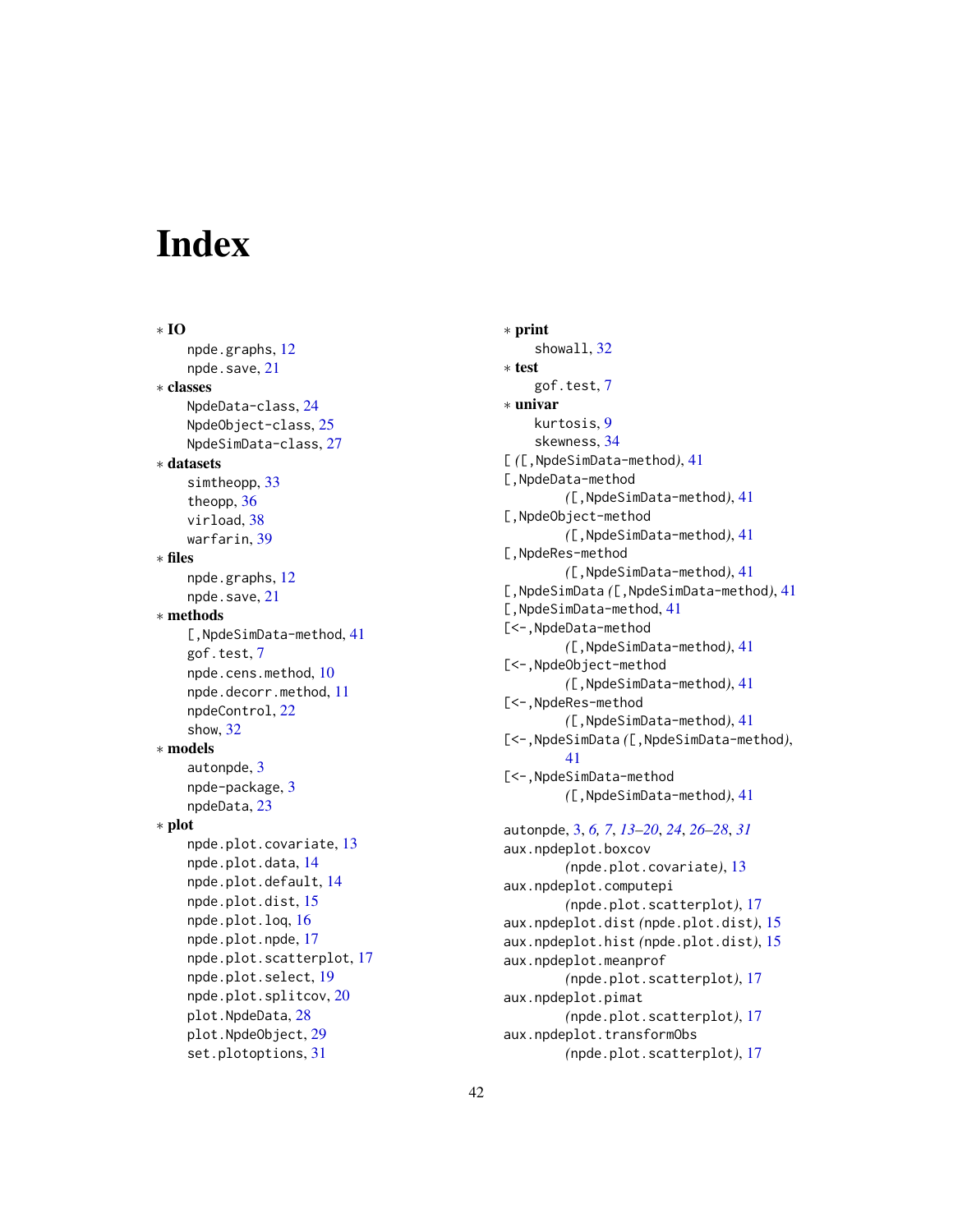# Index

∗ **IO**
- npde.graphs, 12
- npde.save, 21

∗ **classes**
- NpdeData-class, 24
- NpdeObject-class, 25
- NpdeSimData-class, 27

∗ **datasets**
- simtheopp, 33
- theopp, 36
- virload, 38
- warfarin, 39

∗ **files**
- npde.graphs, 12
- npde.save, 21

∗ **methods**
- [,NpdeSimData-method, 41
- gof.test, 7
- npde.cens.method, 10
- npde.decorr.method, 11
- npdeControl, 22
- show, 32

∗ **models**
- autonpde, 3
- npde-package, 3
- npdeData, 23

∗ **plot**
- npde.plot.covariate, 13
- npde.plot.data, 14
- npde.plot.default, 14
- npde.plot.dist, 15
- npde.plot.loq, 16
- npde.plot.npde, 17
- npde.plot.scatterplot, 17
- npde.plot.select, 19
- npde.plot.splitcov, 20
- plot.NpdeData, 28
- plot.NpdeObject, 29
- set.plotoptions, 31

∗ **print**
- showall, 32

∗ **test**
- gof.test, 7

∗ **univar**
- kurtosis, 9
- skewness, 34

[ *(*[,NpdeSimData-method*)*, 41
[,NpdeData-method *(*[,NpdeSimData-method*)*, 41
[,NpdeObject-method *(*[,NpdeSimData-method*)*, 41
[,NpdeRes-method *(*[,NpdeSimData-method*)*, 41
[,NpdeSimData *(*[,NpdeSimData-method*)*, 41
[,NpdeSimData-method, 41
[<-,NpdeData-method *(*[,NpdeSimData-method*)*, 41
[<-,NpdeObject-method *(*[,NpdeSimData-method*)*, 41
[<-,NpdeRes-method *(*[,NpdeSimData-method*)*, 41
[<-,NpdeSimData *(*[,NpdeSimData-method*)*, 41
[<-,NpdeSimData-method *(*[,NpdeSimData-method*)*, 41

autonpde, 3, *6, 7*, *13–20*, *24*, *26–28*, *31*
aux.npdeplot.boxcov *(*npde.plot.covariate*)*, 13
aux.npdeplot.computepi *(*npde.plot.scatterplot*)*, 17
aux.npdeplot.dist *(*npde.plot.dist*)*, 15
aux.npdeplot.hist *(*npde.plot.dist*)*, 15
aux.npdeplot.meanprof *(*npde.plot.scatterplot*)*, 17
aux.npdeplot.pimat *(*npde.plot.scatterplot*)*, 17
aux.npdeplot.transformObs *(*npde.plot.scatterplot*)*, 17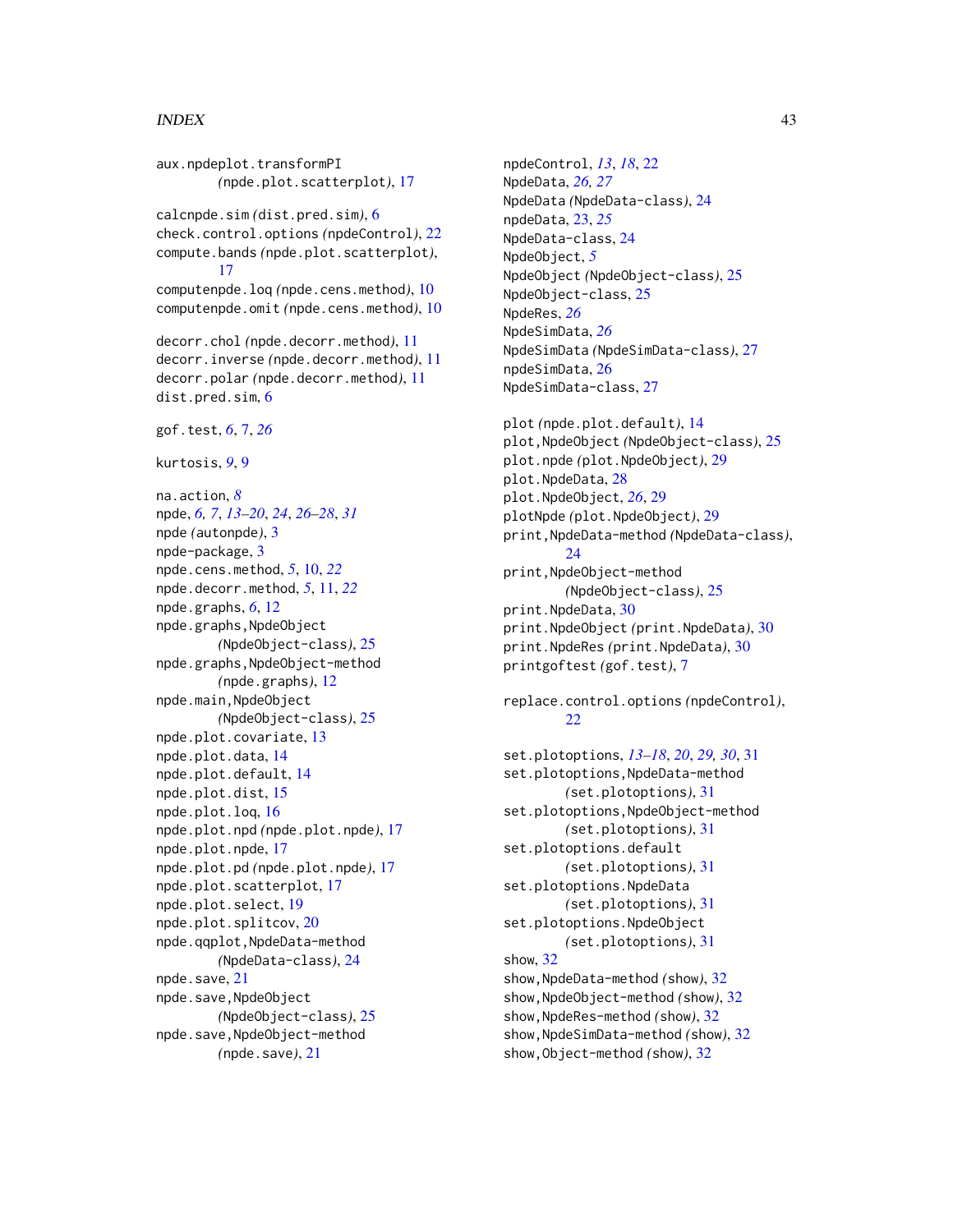aux.npdeplot.transformPI (npde.plot.scatterplot), 17

calcnpde.sim (dist.pred.sim), 6
check.control.options (npdeControl), 22
compute.bands (npde.plot.scatterplot), 17
computenpde.loq (npde.cens.method), 10
computenpde.omit (npde.cens.method), 10

decorr.chol (npde.decorr.method), 11
decorr.inverse (npde.decorr.method), 11
decorr.polar (npde.decorr.method), 11
dist.pred.sim, 6

gof.test, *6*, 7, *26*

kurtosis, *9*, 9

na.action, *8*
npde, *6, 7*, *13–20*, *24*, *26–28*, *31*
npde (autonpde), 3
npde-package, 3
npde.cens.method, *5*, 10, *22*
npde.decorr.method, *5*, 11, *22*
npde.graphs, *6*, 12
npde.graphs,NpdeObject (NpdeObject-class), 25
npde.graphs,NpdeObject-method (npde.graphs), 12
npde.main,NpdeObject (NpdeObject-class), 25
npde.plot.covariate, 13
npde.plot.data, 14
npde.plot.default, 14
npde.plot.dist, 15
npde.plot.loq, 16
npde.plot.npd (npde.plot.npde), 17
npde.plot.npde, 17
npde.plot.pd (npde.plot.npde), 17
npde.plot.scatterplot, 17
npde.plot.select, 19
npde.plot.splitcov, 20
npde.qqplot,NpdeData-method (NpdeData-class), 24
npde.save, 21
npde.save,NpdeObject (NpdeObject-class), 25
npde.save,NpdeObject-method (npde.save), 21

npdeControl, *13*, *18*, 22
NpdeData, *26, 27*
NpdeData (NpdeData-class), 24
npdeData, 23, *25*
NpdeData-class, 24
NpdeObject, *5*
NpdeObject (NpdeObject-class), 25
NpdeObject-class, 25
NpdeRes, *26*
NpdeSimData, *26*
NpdeSimData (NpdeSimData-class), 27
npdeSimData, 26
NpdeSimData-class, 27

plot (npde.plot.default), 14
plot,NpdeObject (NpdeObject-class), 25
plot.npde (plot.NpdeObject), 29
plot.NpdeData, 28
plot.NpdeObject, *26*, 29
plotNpde (plot.NpdeObject), 29
print,NpdeData-method (NpdeData-class), 24
print,NpdeObject-method (NpdeObject-class), 25
print.NpdeData, 30
print.NpdeObject (print.NpdeData), 30
print.NpdeRes (print.NpdeData), 30
printgoftest (gof.test), 7

replace.control.options (npdeControl), 22

set.plotoptions, *13–18*, *20*, *29, 30*, 31
set.plotoptions,NpdeData-method (set.plotoptions), 31
set.plotoptions,NpdeObject-method (set.plotoptions), 31
set.plotoptions.default (set.plotoptions), 31
set.plotoptions.NpdeData (set.plotoptions), 31
set.plotoptions.NpdeObject (set.plotoptions), 31
show, 32
show,NpdeData-method (show), 32
show,NpdeObject-method (show), 32
show,NpdeRes-method (show), 32
show,NpdeSimData-method (show), 32
show,Object-method (show), 32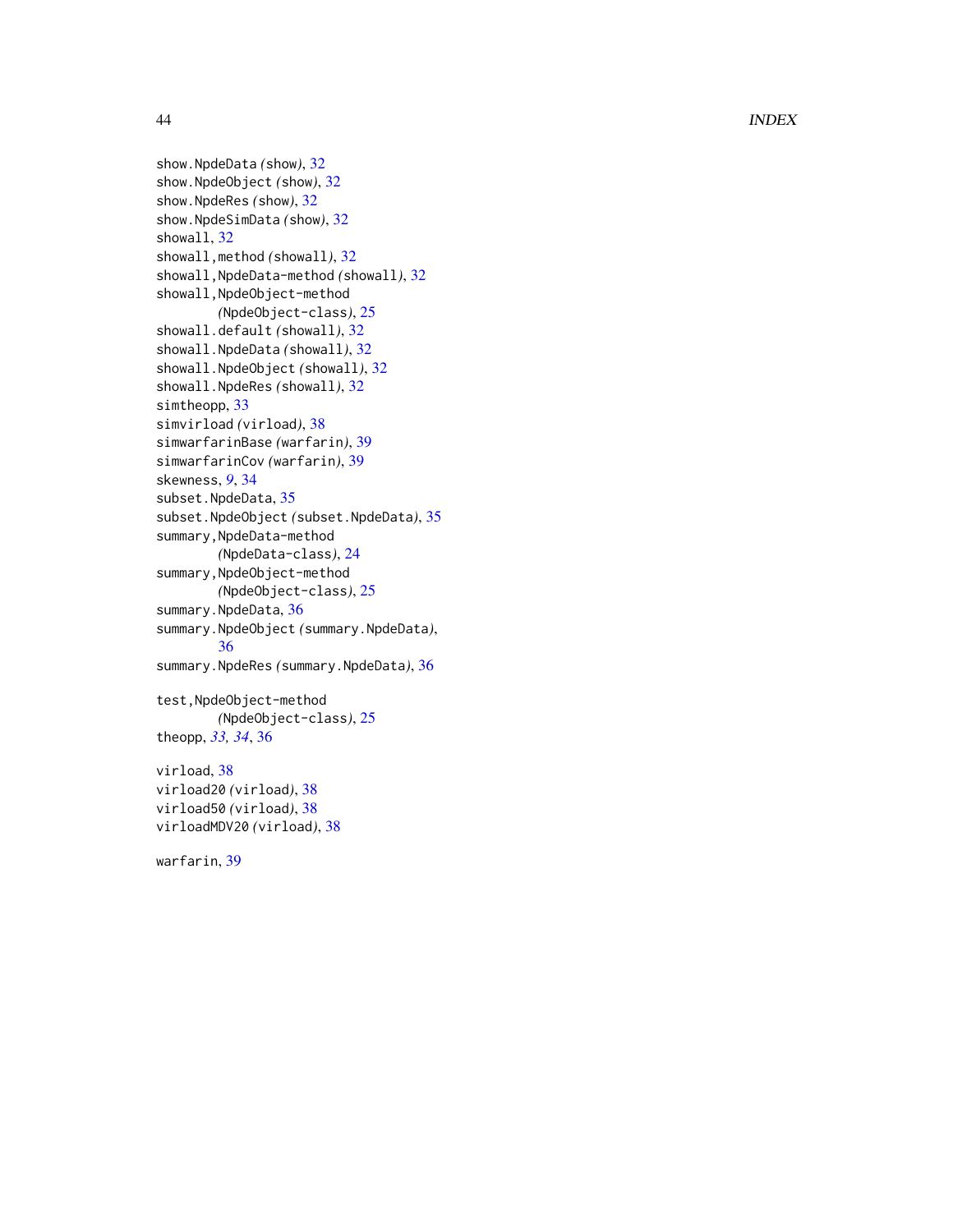show.NpdeData *(*show*)*, 32
show.NpdeObject *(*show*)*, 32
show.NpdeRes *(*show*)*, 32
show.NpdeSimData *(*show*)*, 32
showall, 32
showall,method *(*showall*)*, 32
showall,NpdeData-method *(*showall*)*, 32
showall,NpdeObject-method *(*NpdeObject-class*)*, 25
showall.default *(*showall*)*, 32
showall.NpdeData *(*showall*)*, 32
showall.NpdeObject *(*showall*)*, 32
showall.NpdeRes *(*showall*)*, 32
simtheopp, 33
simvirload *(*virload*)*, 38
simwarfarinBase *(*warfarin*)*, 39
simwarfarinCov *(*warfarin*)*, 39
skewness, *9*, 34
subset.NpdeData, 35
subset.NpdeObject *(*subset.NpdeData*)*, 35
summary,NpdeData-method *(*NpdeData-class*)*, 24
summary,NpdeObject-method *(*NpdeObject-class*)*, 25
summary.NpdeData, 36
summary.NpdeObject *(*summary.NpdeData*)*, 36
summary.NpdeRes *(*summary.NpdeData*)*, 36

test,NpdeObject-method *(*NpdeObject-class*)*, 25
theopp, *33*, *34*, 36

virload, 38
virload20 *(*virload*)*, 38
virload50 *(*virload*)*, 38
virloadMDV20 *(*virload*)*, 38

warfarin, 39